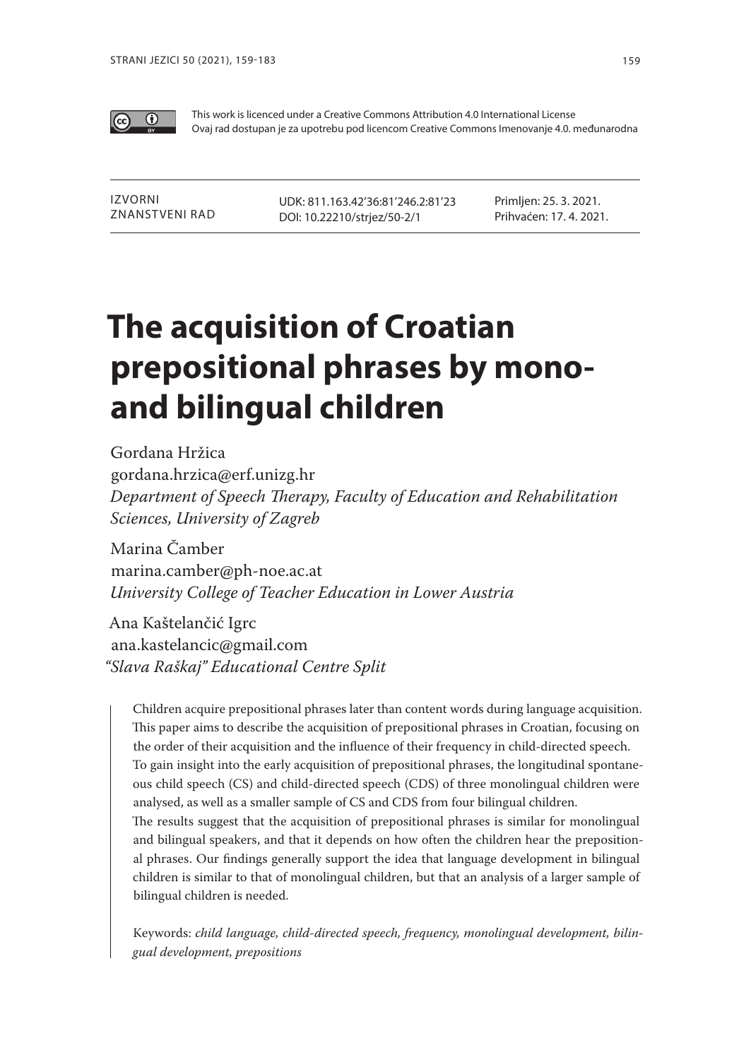This work is licenced under a Creative Commons Attribution 4.0 International License
Ovaj rad dostupan je za upotrebu pod licencom Creative Commons Imenovanje 4.0. međunarodna

| IZVORNI ZNANSTVENI RAD | UDK: 811.163.42'36:81'246.2:81'23<br>DOI: 10.22210/strjez/50-2/1 | Primljen: 25. 3. 2021.<br>Prihvaćen: 17. 4. 2021. |
|---|---|---|

# The acquisition of Croatian prepositional phrases by mono- and bilingual children

Gordana Hržica
gordana.hrzica@erf.unizg.hr
*Department of Speech Therapy, Faculty of Education and Rehabilitation Sciences, University of Zagreb*

Marina Čamber
marina.camber@ph-noe.ac.at
*University College of Teacher Education in Lower Austria*

Ana Kaštelančić Igrc
ana.kastelancic@gmail.com
*"Slava Raškaj" Educational Centre Split*

Children acquire prepositional phrases later than content words during language acquisition. This paper aims to describe the acquisition of prepositional phrases in Croatian, focusing on the order of their acquisition and the influence of their frequency in child-directed speech. To gain insight into the early acquisition of prepositional phrases, the longitudinal spontaneous child speech (CS) and child-directed speech (CDS) of three monolingual children were analysed, as well as a smaller sample of CS and CDS from four bilingual children.

The results suggest that the acquisition of prepositional phrases is similar for monolingual and bilingual speakers, and that it depends on how often the children hear the prepositional phrases. Our findings generally support the idea that language development in bilingual children is similar to that of monolingual children, but that an analysis of a larger sample of bilingual children is needed.

Keywords: *child language, child-directed speech, frequency, monolingual development, bilingual development, prepositions*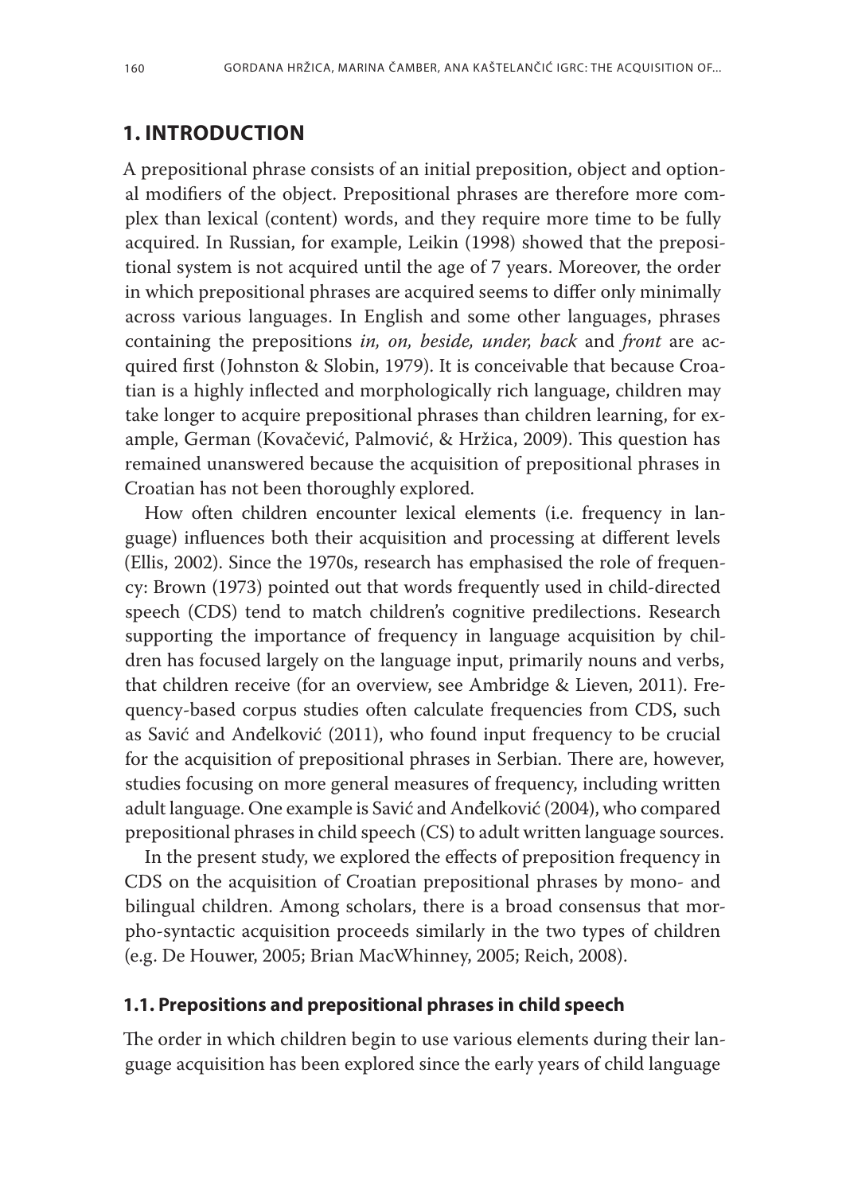## 1. INTRODUCTION

A prepositional phrase consists of an initial preposition, object and optional modifiers of the object. Prepositional phrases are therefore more complex than lexical (content) words, and they require more time to be fully acquired. In Russian, for example, Leikin (1998) showed that the prepositional system is not acquired until the age of 7 years. Moreover, the order in which prepositional phrases are acquired seems to differ only minimally across various languages. In English and some other languages, phrases containing the prepositions *in, on, beside, under, back* and *front* are acquired first (Johnston & Slobin, 1979). It is conceivable that because Croatian is a highly inflected and morphologically rich language, children may take longer to acquire prepositional phrases than children learning, for example, German (Kovačević, Palmović, & Hržica, 2009). This question has remained unanswered because the acquisition of prepositional phrases in Croatian has not been thoroughly explored.

How often children encounter lexical elements (i.e. frequency in language) influences both their acquisition and processing at different levels (Ellis, 2002). Since the 1970s, research has emphasised the role of frequency: Brown (1973) pointed out that words frequently used in child-directed speech (CDS) tend to match children's cognitive predilections. Research supporting the importance of frequency in language acquisition by children has focused largely on the language input, primarily nouns and verbs, that children receive (for an overview, see Ambridge & Lieven, 2011). Frequency-based corpus studies often calculate frequencies from CDS, such as Savić and Anđelković (2011), who found input frequency to be crucial for the acquisition of prepositional phrases in Serbian. There are, however, studies focusing on more general measures of frequency, including written adult language. One example is Savić and Anđelković (2004), who compared prepositional phrases in child speech (CS) to adult written language sources.

In the present study, we explored the effects of preposition frequency in CDS on the acquisition of Croatian prepositional phrases by mono- and bilingual children. Among scholars, there is a broad consensus that morpho-syntactic acquisition proceeds similarly in the two types of children (e.g. De Houwer, 2005; Brian MacWhinney, 2005; Reich, 2008).

### 1.1. Prepositions and prepositional phrases in child speech

The order in which children begin to use various elements during their language acquisition has been explored since the early years of child language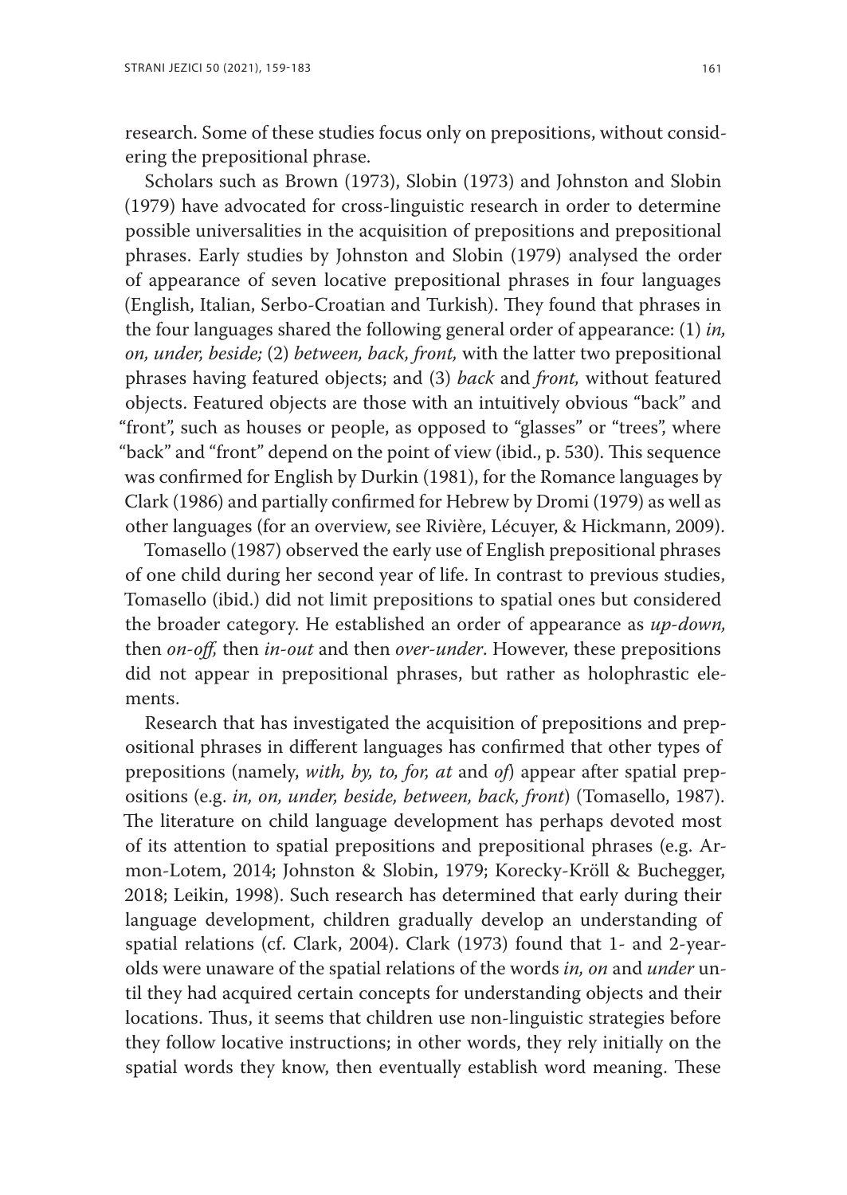research. Some of these studies focus only on prepositions, without considering the prepositional phrase.

Scholars such as Brown (1973), Slobin (1973) and Johnston and Slobin (1979) have advocated for cross-linguistic research in order to determine possible universalities in the acquisition of prepositions and prepositional phrases. Early studies by Johnston and Slobin (1979) analysed the order of appearance of seven locative prepositional phrases in four languages (English, Italian, Serbo-Croatian and Turkish). They found that phrases in the four languages shared the following general order of appearance: (1) *in, on, under, beside;* (2) *between, back, front,* with the latter two prepositional phrases having featured objects; and (3) *back* and *front,* without featured objects. Featured objects are those with an intuitively obvious "back" and "front", such as houses or people, as opposed to "glasses" or "trees", where "back" and "front" depend on the point of view (ibid., p. 530). This sequence was confirmed for English by Durkin (1981), for the Romance languages by Clark (1986) and partially confirmed for Hebrew by Dromi (1979) as well as other languages (for an overview, see Rivière, Lécuyer, & Hickmann, 2009).

Tomasello (1987) observed the early use of English prepositional phrases of one child during her second year of life. In contrast to previous studies, Tomasello (ibid.) did not limit prepositions to spatial ones but considered the broader category. He established an order of appearance as *up-down,* then *on-off,* then *in-out* and then *over-under*. However, these prepositions did not appear in prepositional phrases, but rather as holophrastic elements.

Research that has investigated the acquisition of prepositions and prepositional phrases in different languages has confirmed that other types of prepositions (namely, *with, by, to, for, at* and *of*) appear after spatial prepositions (e.g. *in, on, under, beside, between, back, front*) (Tomasello, 1987). The literature on child language development has perhaps devoted most of its attention to spatial prepositions and prepositional phrases (e.g. Armon-Lotem, 2014; Johnston & Slobin, 1979; Korecky-Kröll & Buchegger, 2018; Leikin, 1998). Such research has determined that early during their language development, children gradually develop an understanding of spatial relations (cf. Clark, 2004). Clark (1973) found that 1- and 2-year-olds were unaware of the spatial relations of the words *in, on* and *under* until they had acquired certain concepts for understanding objects and their locations. Thus, it seems that children use non-linguistic strategies before they follow locative instructions; in other words, they rely initially on the spatial words they know, then eventually establish word meaning. These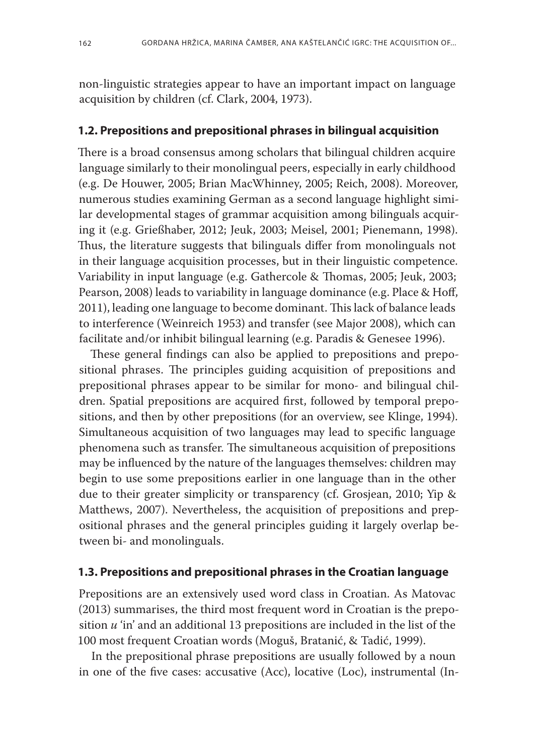non-linguistic strategies appear to have an important impact on language acquisition by children (cf. Clark, 2004, 1973).

### 1.2. Prepositions and prepositional phrases in bilingual acquisition

There is a broad consensus among scholars that bilingual children acquire language similarly to their monolingual peers, especially in early childhood (e.g. De Houwer, 2005; Brian MacWhinney, 2005; Reich, 2008). Moreover, numerous studies examining German as a second language highlight similar developmental stages of grammar acquisition among bilinguals acquiring it (e.g. Grießhaber, 2012; Jeuk, 2003; Meisel, 2001; Pienemann, 1998). Thus, the literature suggests that bilinguals differ from monolinguals not in their language acquisition processes, but in their linguistic competence. Variability in input language (e.g. Gathercole & Thomas, 2005; Jeuk, 2003; Pearson, 2008) leads to variability in language dominance (e.g. Place & Hoff, 2011), leading one language to become dominant. This lack of balance leads to interference (Weinreich 1953) and transfer (see Major 2008), which can facilitate and/or inhibit bilingual learning (e.g. Paradis & Genesee 1996).

These general findings can also be applied to prepositions and prepositional phrases. The principles guiding acquisition of prepositions and prepositional phrases appear to be similar for mono- and bilingual children. Spatial prepositions are acquired first, followed by temporal prepositions, and then by other prepositions (for an overview, see Klinge, 1994). Simultaneous acquisition of two languages may lead to specific language phenomena such as transfer. The simultaneous acquisition of prepositions may be influenced by the nature of the languages themselves: children may begin to use some prepositions earlier in one language than in the other due to their greater simplicity or transparency (cf. Grosjean, 2010; Yip & Matthews, 2007). Nevertheless, the acquisition of prepositions and prepositional phrases and the general principles guiding it largely overlap between bi- and monolinguals.

### 1.3. Prepositions and prepositional phrases in the Croatian language

Prepositions are an extensively used word class in Croatian. As Matovac (2013) summarises, the third most frequent word in Croatian is the preposition *u* 'in' and an additional 13 prepositions are included in the list of the 100 most frequent Croatian words (Moguš, Bratanić, & Tadić, 1999).

In the prepositional phrase prepositions are usually followed by a noun in one of the five cases: accusative (Acc), locative (Loc), instrumental (In-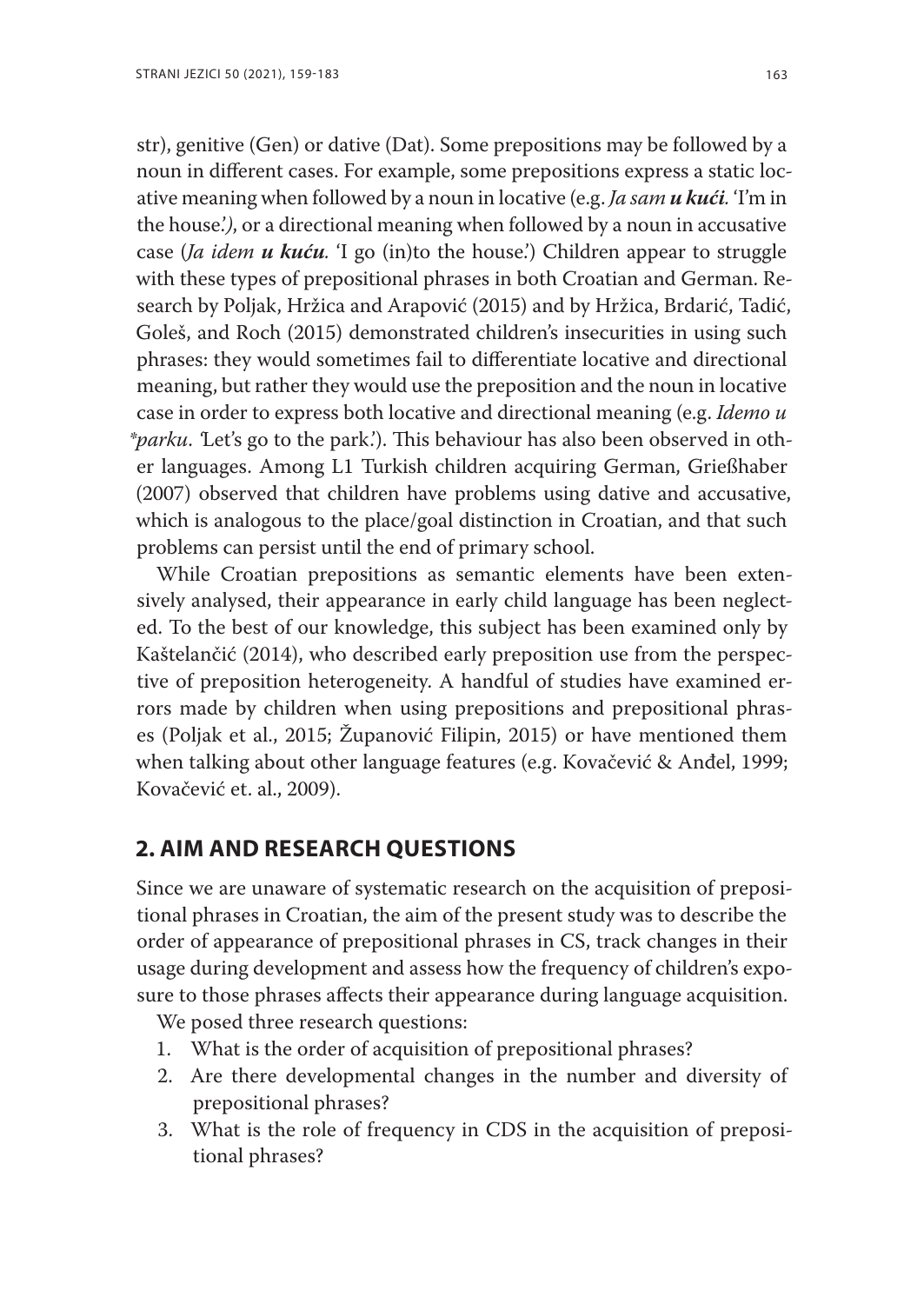str), genitive (Gen) or dative (Dat). Some prepositions may be followed by a noun in different cases. For example, some prepositions express a static locative meaning when followed by a noun in locative (e.g. *Ja sam **u kući**.* 'I'm in the house.'), or a directional meaning when followed by a noun in accusative case (*Ja idem **u kuću**.* 'I go (in)to the house.') Children appear to struggle with these types of prepositional phrases in both Croatian and German. Research by Poljak, Hržica and Arapović (2015) and by Hržica, Brdarić, Tadić, Goleš, and Roch (2015) demonstrated children's insecurities in using such phrases: they would sometimes fail to differentiate locative and directional meaning, but rather they would use the preposition and the noun in locative case in order to express both locative and directional meaning (e.g. *Idemo u \*parku.* 'Let's go to the park.'). This behaviour has also been observed in other languages. Among L1 Turkish children acquiring German, Grießhaber (2007) observed that children have problems using dative and accusative, which is analogous to the place/goal distinction in Croatian, and that such problems can persist until the end of primary school.

While Croatian prepositions as semantic elements have been extensively analysed, their appearance in early child language has been neglected. To the best of our knowledge, this subject has been examined only by Kaštelančić (2014), who described early preposition use from the perspective of preposition heterogeneity. A handful of studies have examined errors made by children when using prepositions and prepositional phrases (Poljak et al., 2015; Županović Filipin, 2015) or have mentioned them when talking about other language features (e.g. Kovačević & Anđel, 1999; Kovačević et. al., 2009).

## 2. AIM AND RESEARCH QUESTIONS

Since we are unaware of systematic research on the acquisition of prepositional phrases in Croatian, the aim of the present study was to describe the order of appearance of prepositional phrases in CS, track changes in their usage during development and assess how the frequency of children's exposure to those phrases affects their appearance during language acquisition.

We posed three research questions:

1. What is the order of acquisition of prepositional phrases?
2. Are there developmental changes in the number and diversity of prepositional phrases?
3. What is the role of frequency in CDS in the acquisition of prepositional phrases?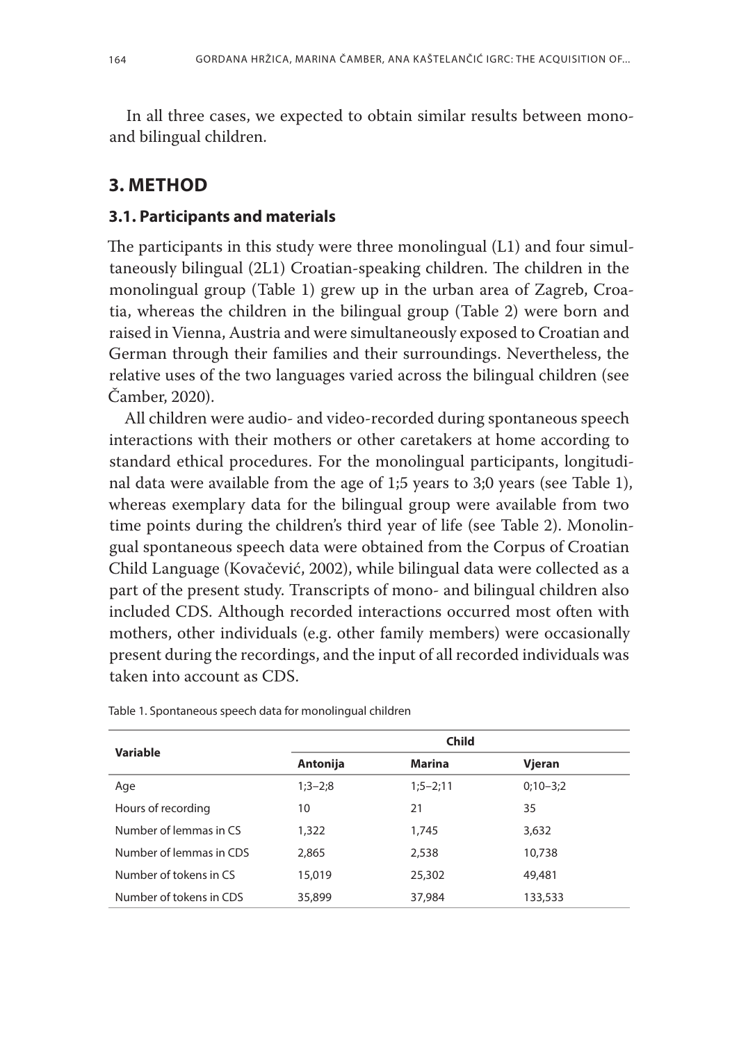In all three cases, we expected to obtain similar results between mono- and bilingual children.

## 3. METHOD

### 3.1. Participants and materials

The participants in this study were three monolingual (L1) and four simultaneously bilingual (2L1) Croatian-speaking children. The children in the monolingual group (Table 1) grew up in the urban area of Zagreb, Croatia, whereas the children in the bilingual group (Table 2) were born and raised in Vienna, Austria and were simultaneously exposed to Croatian and German through their families and their surroundings. Nevertheless, the relative uses of the two languages varied across the bilingual children (see Čamber, 2020).

All children were audio- and video-recorded during spontaneous speech interactions with their mothers or other caretakers at home according to standard ethical procedures. For the monolingual participants, longitudinal data were available from the age of 1;5 years to 3;0 years (see Table 1), whereas exemplary data for the bilingual group were available from two time points during the children's third year of life (see Table 2). Monolingual spontaneous speech data were obtained from the Corpus of Croatian Child Language (Kovačević, 2002), while bilingual data were collected as a part of the present study. Transcripts of mono- and bilingual children also included CDS. Although recorded interactions occurred most often with mothers, other individuals (e.g. other family members) were occasionally present during the recordings, and the input of all recorded individuals was taken into account as CDS.

Table 1. Spontaneous speech data for monolingual children

| Variable | Child | | |
|---|---|---|---|
| | **Antonija** | **Marina** | **Vjeran** |
| Age | 1;3–2;8 | 1;5–2;11 | 0;10–3;2 |
| Hours of recording | 10 | 21 | 35 |
| Number of lemmas in CS | 1,322 | 1,745 | 3,632 |
| Number of lemmas in CDS | 2,865 | 2,538 | 10,738 |
| Number of tokens in CS | 15,019 | 25,302 | 49,481 |
| Number of tokens in CDS | 35,899 | 37,984 | 133,533 |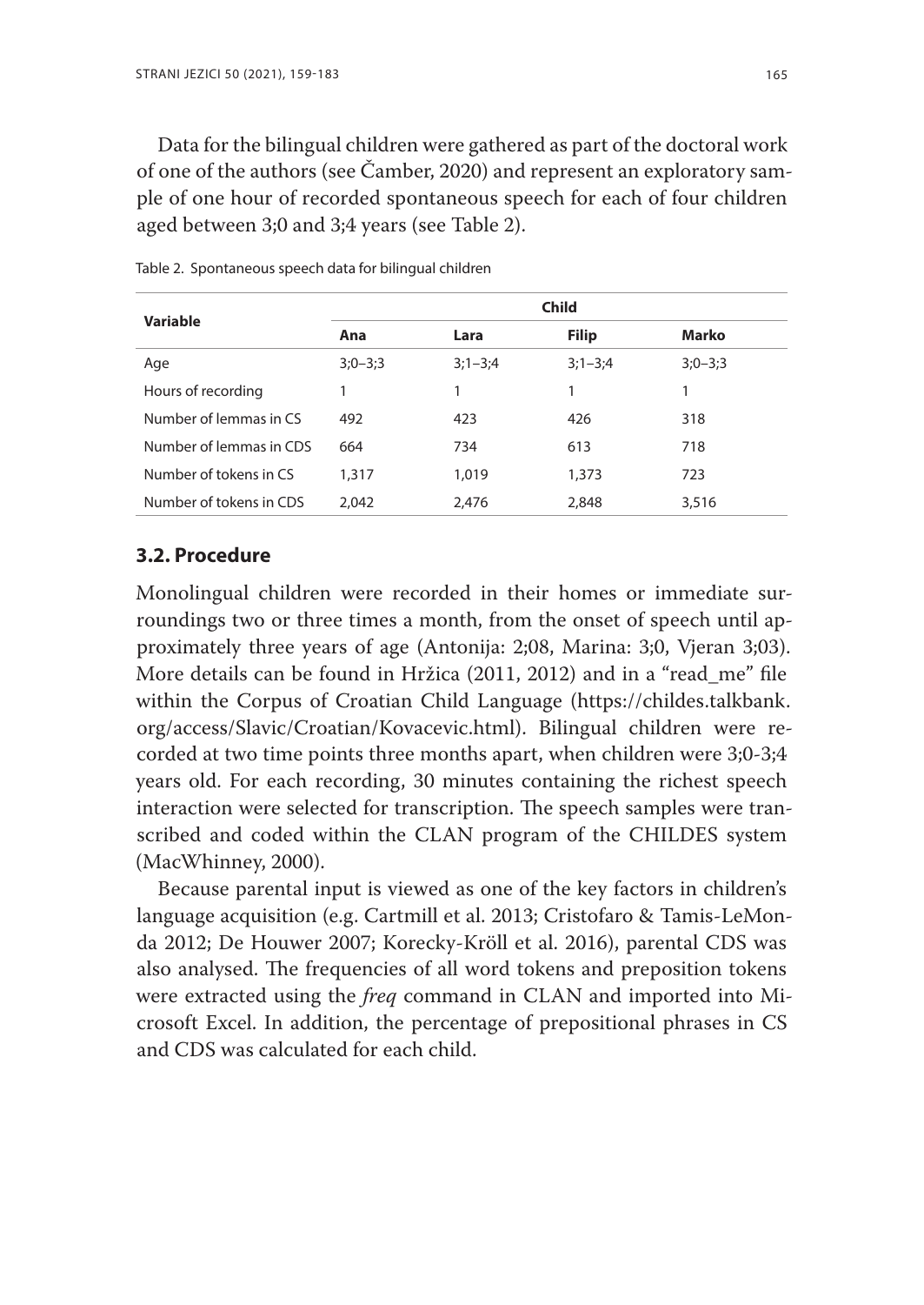Data for the bilingual children were gathered as part of the doctoral work of one of the authors (see Čamber, 2020) and represent an exploratory sample of one hour of recorded spontaneous speech for each of four children aged between 3;0 and 3;4 years (see Table 2).

Table 2. Spontaneous speech data for bilingual children

| Variable | Child | | | |
|---|---|---|---|---|
| | Ana | Lara | Filip | Marko |
| Age | 3;0–3;3 | 3;1–3;4 | 3;1–3;4 | 3;0–3;3 |
| Hours of recording | 1 | 1 | 1 | 1 |
| Number of lemmas in CS | 492 | 423 | 426 | 318 |
| Number of lemmas in CDS | 664 | 734 | 613 | 718 |
| Number of tokens in CS | 1,317 | 1,019 | 1,373 | 723 |
| Number of tokens in CDS | 2,042 | 2,476 | 2,848 | 3,516 |

### 3.2. Procedure

Monolingual children were recorded in their homes or immediate surroundings two or three times a month, from the onset of speech until approximately three years of age (Antonija: 2;08, Marina: 3;0, Vjeran 3;03). More details can be found in Hržica (2011, 2012) and in a "read_me" file within the Corpus of Croatian Child Language (https://childes.talkbank.org/access/Slavic/Croatian/Kovacevic.html). Bilingual children were recorded at two time points three months apart, when children were 3;0-3;4 years old. For each recording, 30 minutes containing the richest speech interaction were selected for transcription. The speech samples were transcribed and coded within the CLAN program of the CHILDES system (MacWhinney, 2000).

Because parental input is viewed as one of the key factors in children's language acquisition (e.g. Cartmill et al. 2013; Cristofaro & Tamis-LeMonda 2012; De Houwer 2007; Korecky-Kröll et al. 2016), parental CDS was also analysed. The frequencies of all word tokens and preposition tokens were extracted using the *freq* command in CLAN and imported into Microsoft Excel. In addition, the percentage of prepositional phrases in CS and CDS was calculated for each child.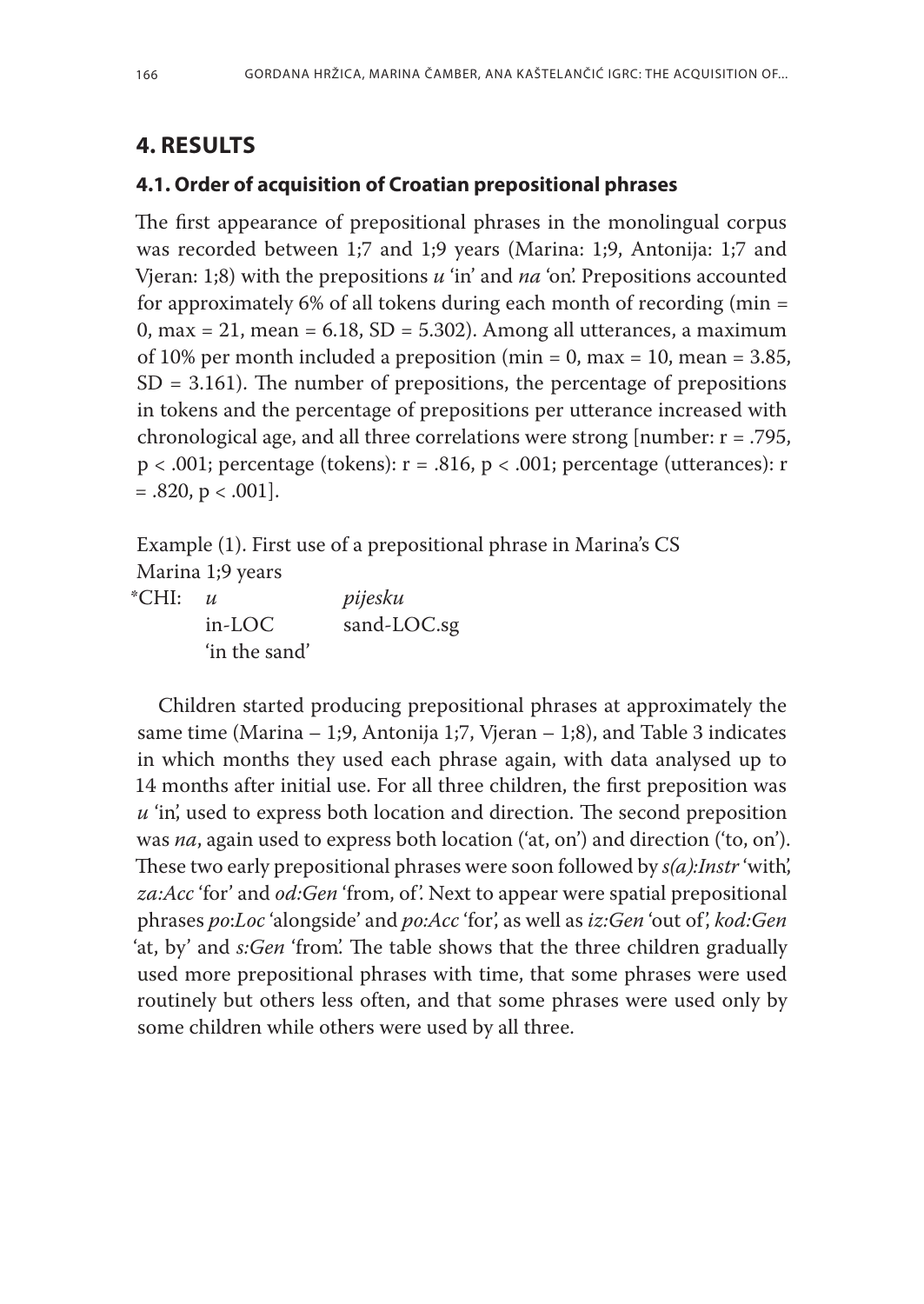## 4. RESULTS

### 4.1. Order of acquisition of Croatian prepositional phrases

The first appearance of prepositional phrases in the monolingual corpus was recorded between 1;7 and 1;9 years (Marina: 1;9, Antonija: 1;7 and Vjeran: 1;8) with the prepositions *u* 'in' and *na* 'on'. Prepositions accounted for approximately 6% of all tokens during each month of recording (min = 0, max = 21, mean = 6.18, SD = 5.302). Among all utterances, a maximum of 10% per month included a preposition (min = 0, max = 10, mean = 3.85, SD = 3.161). The number of prepositions, the percentage of prepositions in tokens and the percentage of prepositions per utterance increased with chronological age, and all three correlations were strong [number: $r = .795$, $p < .001$; percentage (tokens): $r = .816$, $p < .001$; percentage (utterances): $r = .820$, $p < .001$].

Example (1). First use of a prepositional phrase in Marina's CS
Marina 1;9 years

| *CHI: | *u* | *pijesku* |
|---|---|---|
| | in-LOC | sand-LOC.sg |
| | 'in the sand' | |

Children started producing prepositional phrases at approximately the same time (Marina – 1;9, Antonija 1;7, Vjeran – 1;8), and Table 3 indicates in which months they used each phrase again, with data analysed up to 14 months after initial use. For all three children, the first preposition was *u* 'in', used to express both location and direction. The second preposition was *na*, again used to express both location ('at, on') and direction ('to, on'). These two early prepositional phrases were soon followed by *s(a):Instr* 'with', *za:Acc* 'for' and *od:Gen* 'from, of'. Next to appear were spatial prepositional phrases *po:Loc* 'alongside' and *po:Acc* 'for', as well as *iz:Gen* 'out of', *kod:Gen* 'at, by' and *s:Gen* 'from'. The table shows that the three children gradually used more prepositional phrases with time, that some phrases were used routinely but others less often, and that some phrases were used only by some children while others were used by all three.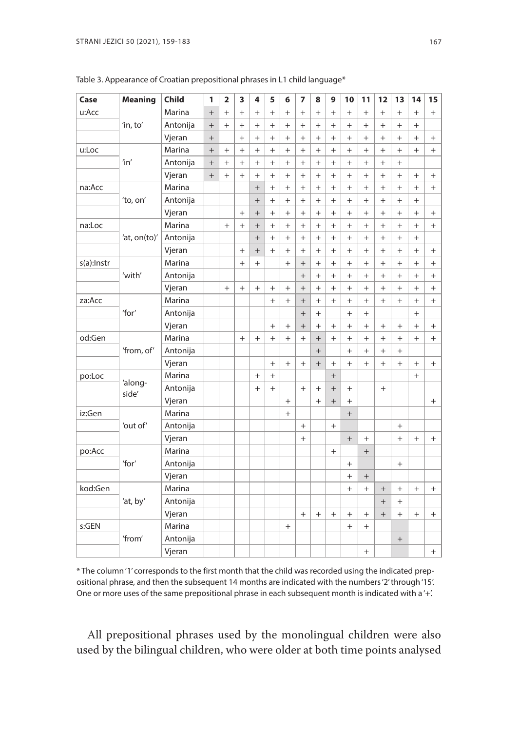Table 3. Appearance of Croatian prepositional phrases in L1 child language*

| Case | Meaning | Child | 1 | 2 | 3 | 4 | 5 | 6 | 7 | 8 | 9 | 10 | 11 | 12 | 13 | 14 | 15 |
|---|---|---|---|---|---|---|---|---|---|---|---|---|---|---|---|---|---|
| u:Acc | | Marina | + | + | + | + | + | + | + | + | + | + | + | + | + | + | + |
| | 'in, to' | Antonija | + | + | + | + | + | + | + | + | + | + | + | + | + | + | |
| | | Vjeran | + | | + | + | + | + | + | + | + | + | + | + | + | + | + |
| u:Loc | | Marina | + | + | + | + | + | + | + | + | + | + | + | + | + | + | + |
| | 'in' | Antonija | + | + | + | + | + | + | + | + | + | + | + | + | + | | |
| | | Vjeran | + | + | + | + | + | + | + | + | + | + | + | + | + | + | + |
| na:Acc | | Marina | | | | + | + | + | + | + | + | + | + | + | + | + | + |
| | 'to, on' | Antonija | | | | + | + | + | + | + | + | + | + | + | + | + | |
| | | Vjeran | | | + | + | + | + | + | + | + | + | + | + | + | + | + |
| na:Loc | | Marina | | + | + | + | + | + | + | + | + | + | + | + | + | + | + |
| | 'at, on(to)' | Antonija | | | | + | + | + | + | + | + | + | + | + | + | + | |
| | | Vjeran | | | + | + | + | + | + | + | + | + | + | + | + | + | + |
| s(a):Instr | | Marina | | | + | + | | + | + | + | + | + | + | + | + | + | + |
| | 'with' | Antonija | | | | | | | + | + | + | + | + | + | + | + | + |
| | | Vjeran | | + | + | + | + | + | + | + | + | + | + | + | + | + | + |
| za:Acc | | Marina | | | | | + | + | + | + | + | + | + | + | + | + | + |
| | 'for' | Antonija | | | | | | | + | + | | + | + | | | + | |
| | | Vjeran | | | | | + | + | + | + | + | + | + | + | + | + | + |
| od:Gen | | Marina | | | + | + | + | + | + | + | + | + | + | + | + | + | + |
| | 'from, of' | Antonija | | | | | | | | + | | + | + | + | + | | |
| | | Vjeran | | | | | + | + | + | + | + | + | + | + | + | + | + |
| po:Loc | | Marina | | | | + | + | | | | + | | | | | + | |
| | 'along-side' | Antonija | | | | + | + | | + | + | + | + | | + | | | |
| | | Vjeran | | | | | | + | | + | + | + | | | | | + |
| iz:Gen | | Marina | | | | | | + | | | | + | | | | | |
| | 'out of' | Antonija | | | | | | | + | | + | | | | + | | |
| | | Vjeran | | | | | | | + | | | + | + | | + | + | + |
| po:Acc | | Marina | | | | | | | | | + | | + | | | | |
| | 'for' | Antonija | | | | | | | | | | + | | | + | | |
| | | Vjeran | | | | | | | | | | + | + | | | | |
| kod:Gen | | Marina | | | | | | | | | | + | + | + | + | + | + |
| | 'at, by' | Antonija | | | | | | | | | | | | + | + | | |
| | | Vjeran | | | | | | | + | + | + | + | + | + | + | + | + |
| s:GEN | | Marina | | | | | | + | | | | + | + | | | | |
| | 'from' | Antonija | | | | | | | | | | | | | + | | |
| | | Vjeran | | | | | | | | | | | + | | | | + |

* The column '1' corresponds to the first month that the child was recorded using the indicated prepositional phrase, and then the subsequent 14 months are indicated with the numbers '2' through '15'. One or more uses of the same prepositional phrase in each subsequent month is indicated with a '+'.

All prepositional phrases used by the monolingual children were also used by the bilingual children, who were older at both time points analysed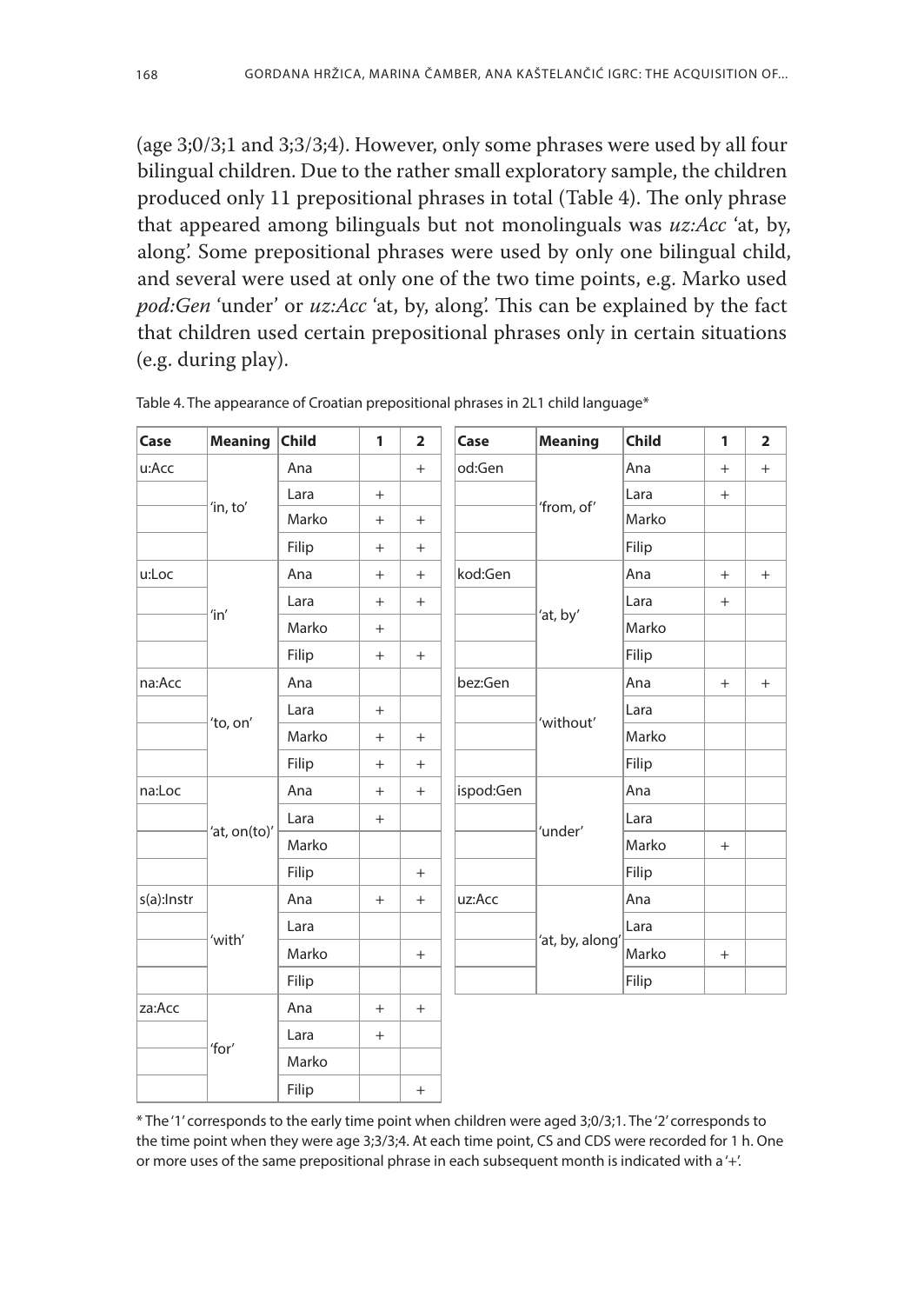(age 3;0/3;1 and 3;3/3;4). However, only some phrases were used by all four bilingual children. Due to the rather small exploratory sample, the children produced only 11 prepositional phrases in total (Table 4). The only phrase that appeared among bilinguals but not monolinguals was *uz:Acc* 'at, by, along'. Some prepositional phrases were used by only one bilingual child, and several were used at only one of the two time points, e.g. Marko used *pod:Gen* 'under' or *uz:Acc* 'at, by, along'. This can be explained by the fact that children used certain prepositional phrases only in certain situations (e.g. during play).

Table 4. The appearance of Croatian prepositional phrases in 2L1 child language*

| Case | Meaning | Child | 1 | 2 |
|---|---|---|---|---|
| u:Acc | 'in, to' | Ana | | + |
| | | Lara | + | |
| | | Marko | + | + |
| | | Filip | + | + |
| u:Loc | 'in' | Ana | + | + |
| | | Lara | + | + |
| | | Marko | + | |
| | | Filip | + | + |
| na:Acc | 'to, on' | Ana | | |
| | | Lara | + | |
| | | Marko | + | + |
| | | Filip | + | + |
| na:Loc | 'at, on(to)' | Ana | + | + |
| | | Lara | + | |
| | | Marko | | |
| | | Filip | | + |
| s(a):Instr | 'with' | Ana | + | + |
| | | Lara | | |
| | | Marko | | + |
| | | Filip | | |
| za:Acc | 'for' | Ana | + | + |
| | | Lara | + | |
| | | Marko | | |
| | | Filip | | + |
| od:Gen | 'from, of' | Ana | + | + |
| | | Lara | + | |
| | | Marko | | |
| | | Filip | | |
| kod:Gen | 'at, by' | Ana | + | + |
| | | Lara | + | |
| | | Marko | | |
| | | Filip | | |
| bez:Gen | 'without' | Ana | + | + |
| | | Lara | | |
| | | Marko | | |
| | | Filip | | |
| ispod:Gen | 'under' | Ana | | |
| | | Lara | | |
| | | Marko | + | |
| | | Filip | | |
| uz:Acc | 'at, by, along' | Ana | | |
| | | Lara | | |
| | | Marko | + | |
| | | Filip | | |

\* The '1' corresponds to the early time point when children were aged 3;0/3;1. The '2' corresponds to the time point when they were age 3;3/3;4. At each time point, CS and CDS were recorded for 1 h. One or more uses of the same prepositional phrase in each subsequent month is indicated with a '+'.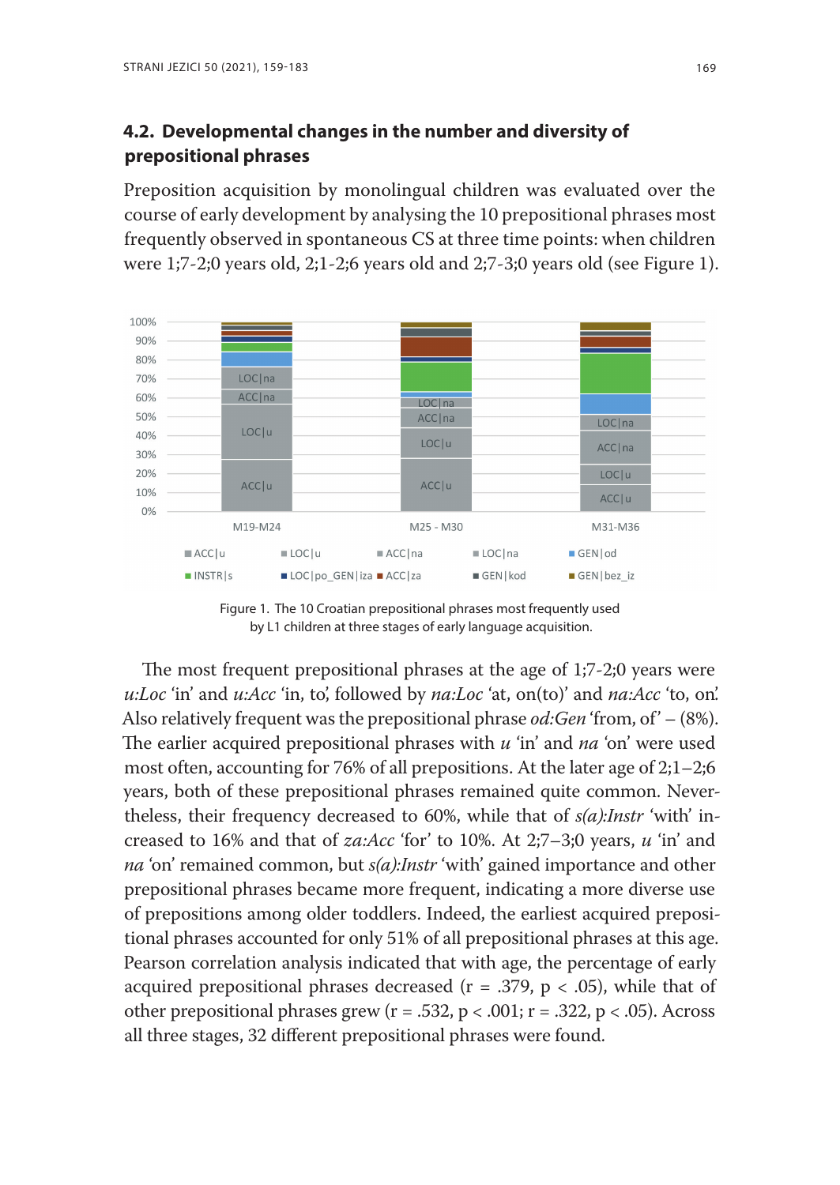## 4.2. Developmental changes in the number and diversity of prepositional phrases

Preposition acquisition by monolingual children was evaluated over the course of early development by analysing the 10 prepositional phrases most frequently observed in spontaneous CS at three time points: when children were 1;7-2;0 years old, 2;1-2;6 years old and 2;7-3;0 years old (see Figure 1).

Figure 1. The 10 Croatian prepositional phrases most frequently used by L1 children at three stages of early language acquisition.

The most frequent prepositional phrases at the age of 1;7-2;0 years were *u:Loc* 'in' and *u:Acc* 'in, to', followed by *na:Loc* 'at, on(to)' and *na:Acc* 'to, on'. Also relatively frequent was the prepositional phrase *od:Gen* 'from, of' – (8%). The earlier acquired prepositional phrases with *u* 'in' and *na* 'on' were used most often, accounting for 76% of all prepositions. At the later age of 2;1–2;6 years, both of these prepositional phrases remained quite common. Nevertheless, their frequency decreased to 60%, while that of *s(a):Instr* 'with' increased to 16% and that of *za:Acc* 'for' to 10%. At 2;7–3;0 years, *u* 'in' and *na* 'on' remained common, but *s(a):Instr* 'with' gained importance and other prepositional phrases became more frequent, indicating a more diverse use of prepositions among older toddlers. Indeed, the earliest acquired prepositional phrases accounted for only 51% of all prepositional phrases at this age. Pearson correlation analysis indicated that with age, the percentage of early acquired prepositional phrases decreased ($r = .379$, $p < .05$), while that of other prepositional phrases grew ($r = .532$, $p < .001$; $r = .322$, $p < .05$). Across all three stages, 32 different prepositional phrases were found.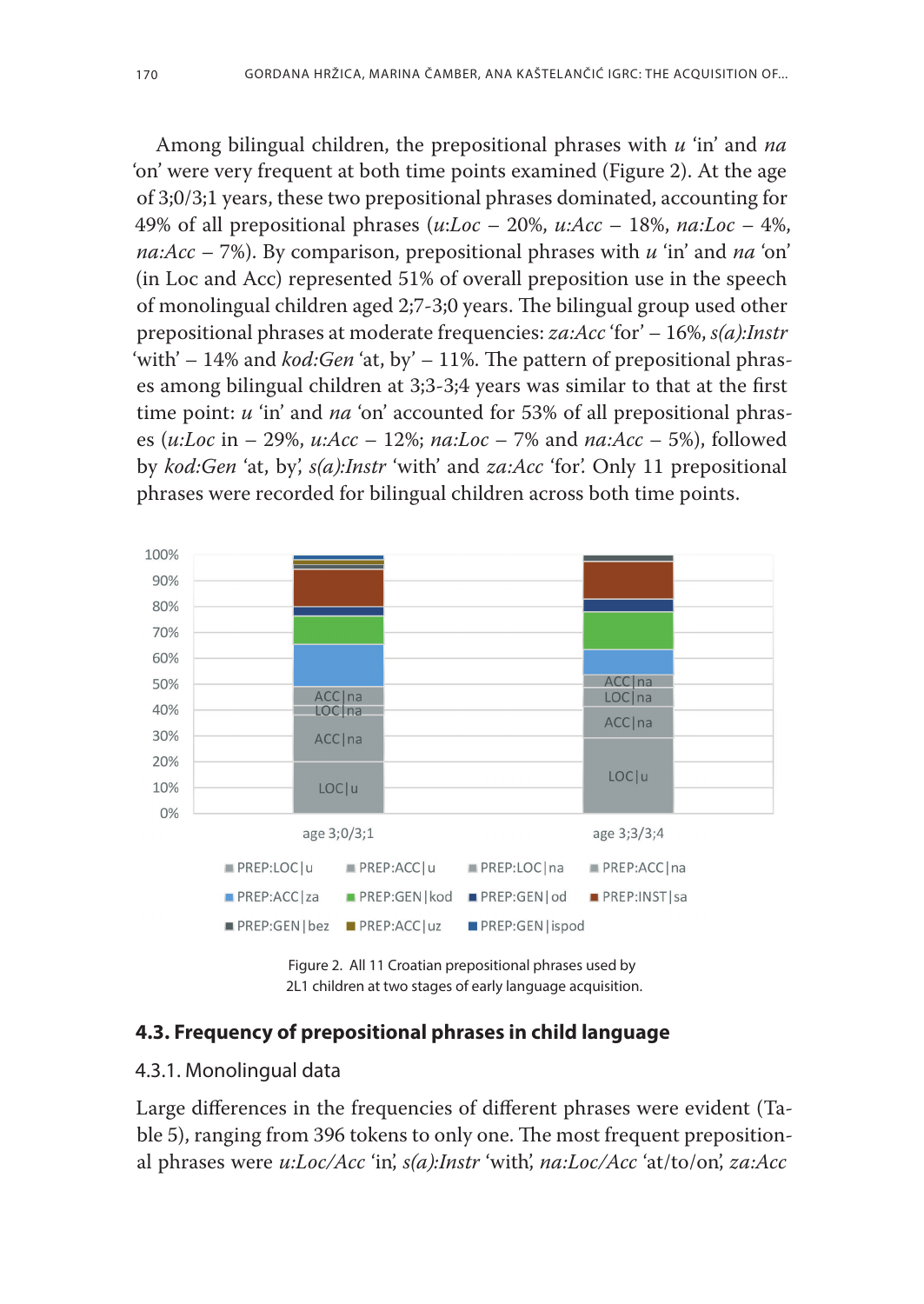Among bilingual children, the prepositional phrases with *u* 'in' and *na* 'on' were very frequent at both time points examined (Figure 2). At the age of 3;0/3;1 years, these two prepositional phrases dominated, accounting for 49% of all prepositional phrases (*u:Loc* – 20%, *u:Acc* – 18%, *na:Loc* – 4%, *na:Acc* – 7%). By comparison, prepositional phrases with *u* 'in' and *na* 'on' (in Loc and Acc) represented 51% of overall preposition use in the speech of monolingual children aged 2;7-3;0 years. The bilingual group used other prepositional phrases at moderate frequencies: *za:Acc* 'for' – 16%, *s(a):Instr* 'with' – 14% and *kod:Gen* 'at, by' – 11%. The pattern of prepositional phrases among bilingual children at 3;3-3;4 years was similar to that at the first time point: *u* 'in' and *na* 'on' accounted for 53% of all prepositional phrases (*u:Loc* in – 29%, *u:Acc* – 12%; *na:Loc* – 7% and *na:Acc* – 5%), followed by *kod:Gen* 'at, by', *s(a):Instr* 'with' and *za:Acc* 'for'. Only 11 prepositional phrases were recorded for bilingual children across both time points.

Figure 2. All 11 Croatian prepositional phrases used by 2L1 children at two stages of early language acquisition.

### 4.3. Frequency of prepositional phrases in child language

#### 4.3.1. Monolingual data

Large differences in the frequencies of different phrases were evident (Table 5), ranging from 396 tokens to only one. The most frequent prepositional phrases were *u:Loc/Acc* 'in', *s(a):Instr* 'with', *na:Loc/Acc* 'at/to/on', *za:Acc*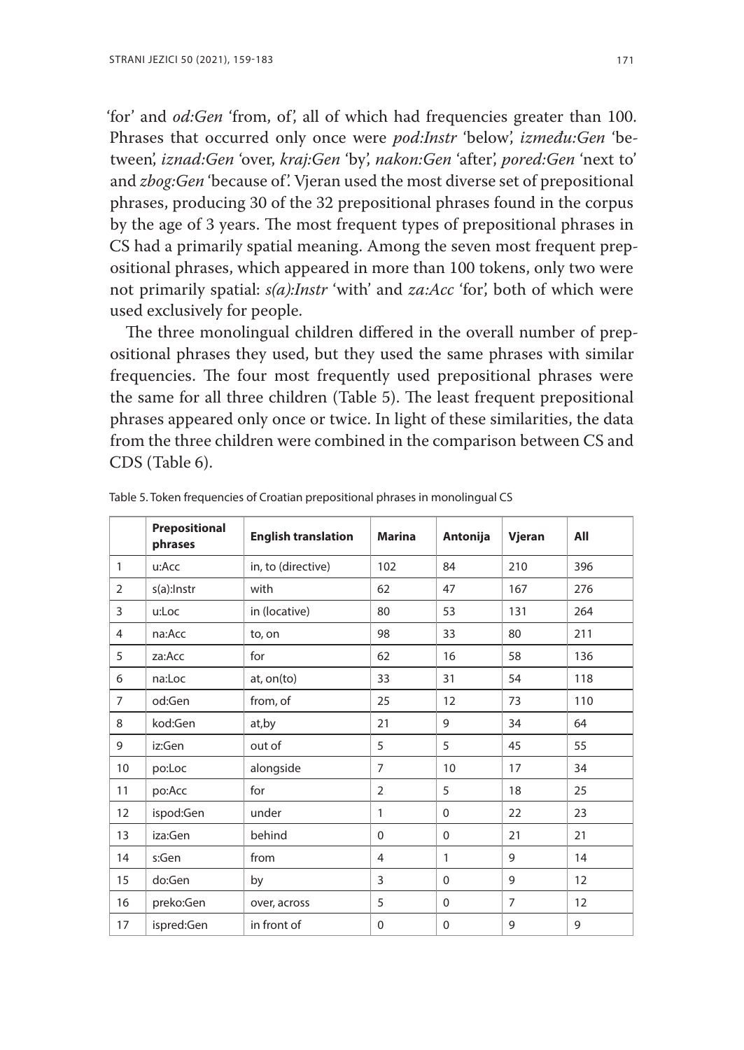'for' and *od:Gen* 'from, of', all of which had frequencies greater than 100. Phrases that occurred only once were *pod:Instr* 'below', *između:Gen* 'between', *iznad:Gen* 'over, *kraj:Gen* 'by', *nakon:Gen* 'after', *pored:Gen* 'next to' and *zbog:Gen* 'because of'. Vjeran used the most diverse set of prepositional phrases, producing 30 of the 32 prepositional phrases found in the corpus by the age of 3 years. The most frequent types of prepositional phrases in CS had a primarily spatial meaning. Among the seven most frequent prepositional phrases, which appeared in more than 100 tokens, only two were not primarily spatial: *s(a):Instr* 'with' and *za:Acc* 'for', both of which were used exclusively for people.

The three monolingual children differed in the overall number of prepositional phrases they used, but they used the same phrases with similar frequencies. The four most frequently used prepositional phrases were the same for all three children (Table 5). The least frequent prepositional phrases appeared only once or twice. In light of these similarities, the data from the three children were combined in the comparison between CS and CDS (Table 6).

Table 5. Token frequencies of Croatian prepositional phrases in monolingual CS

| | **Prepositional phrases** | **English translation** | **Marina** | **Antonija** | **Vjeran** | **All** |
|---|---|---|---|---|---|---|
| 1 | u:Acc | in, to (directive) | 102 | 84 | 210 | 396 |
| 2 | s(a):Instr | with | 62 | 47 | 167 | 276 |
| 3 | u:Loc | in (locative) | 80 | 53 | 131 | 264 |
| 4 | na:Acc | to, on | 98 | 33 | 80 | 211 |
| 5 | za:Acc | for | 62 | 16 | 58 | 136 |
| 6 | na:Loc | at, on(to) | 33 | 31 | 54 | 118 |
| 7 | od:Gen | from, of | 25 | 12 | 73 | 110 |
| 8 | kod:Gen | at,by | 21 | 9 | 34 | 64 |
| 9 | iz:Gen | out of | 5 | 5 | 45 | 55 |
| 10 | po:Loc | alongside | 7 | 10 | 17 | 34 |
| 11 | po:Acc | for | 2 | 5 | 18 | 25 |
| 12 | ispod:Gen | under | 1 | 0 | 22 | 23 |
| 13 | iza:Gen | behind | 0 | 0 | 21 | 21 |
| 14 | s:Gen | from | 4 | 1 | 9 | 14 |
| 15 | do:Gen | by | 3 | 0 | 9 | 12 |
| 16 | preko:Gen | over, across | 5 | 0 | 7 | 12 |
| 17 | ispred:Gen | in front of | 0 | 0 | 9 | 9 |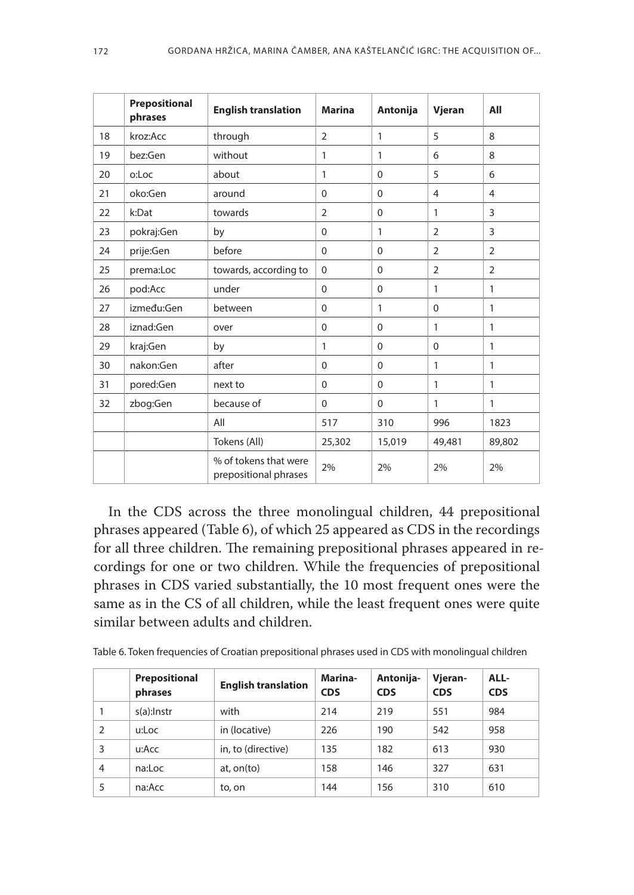|  | Prepositional phrases | English translation | Marina | Antonija | Vjeran | All |
|---|---|---|---|---|---|---|
| 18 | kroz:Acc | through | 2 | 1 | 5 | 8 |
| 19 | bez:Gen | without | 1 | 1 | 6 | 8 |
| 20 | o:Loc | about | 1 | 0 | 5 | 6 |
| 21 | oko:Gen | around | 0 | 0 | 4 | 4 |
| 22 | k:Dat | towards | 2 | 0 | 1 | 3 |
| 23 | pokraj:Gen | by | 0 | 1 | 2 | 3 |
| 24 | prije:Gen | before | 0 | 0 | 2 | 2 |
| 25 | prema:Loc | towards, according to | 0 | 0 | 2 | 2 |
| 26 | pod:Acc | under | 0 | 0 | 1 | 1 |
| 27 | između:Gen | between | 0 | 1 | 0 | 1 |
| 28 | iznad:Gen | over | 0 | 0 | 1 | 1 |
| 29 | kraj:Gen | by | 1 | 0 | 0 | 1 |
| 30 | nakon:Gen | after | 0 | 0 | 1 | 1 |
| 31 | pored:Gen | next to | 0 | 0 | 1 | 1 |
| 32 | zbog:Gen | because of | 0 | 0 | 1 | 1 |
|  |  | All | 517 | 310 | 996 | 1823 |
|  |  | Tokens (All) | 25,302 | 15,019 | 49,481 | 89,802 |
|  |  | % of tokens that were prepositional phrases | 2% | 2% | 2% | 2% |

In the CDS across the three monolingual children, 44 prepositional phrases appeared (Table 6), of which 25 appeared as CDS in the recordings for all three children. The remaining prepositional phrases appeared in recordings for one or two children. While the frequencies of prepositional phrases in CDS varied substantially, the 10 most frequent ones were the same as in the CS of all children, while the least frequent ones were quite similar between adults and children.

Table 6. Token frequencies of Croatian prepositional phrases used in CDS with monolingual children

|  | Prepositional phrases | English translation | Marina-CDS | Antonija-CDS | Vjeran-CDS | ALL-CDS |
|---|---|---|---|---|---|---|
| 1 | s(a):Instr | with | 214 | 219 | 551 | 984 |
| 2 | u:Loc | in (locative) | 226 | 190 | 542 | 958 |
| 3 | u:Acc | in, to (directive) | 135 | 182 | 613 | 930 |
| 4 | na:Loc | at, on(to) | 158 | 146 | 327 | 631 |
| 5 | na:Acc | to, on | 144 | 156 | 310 | 610 |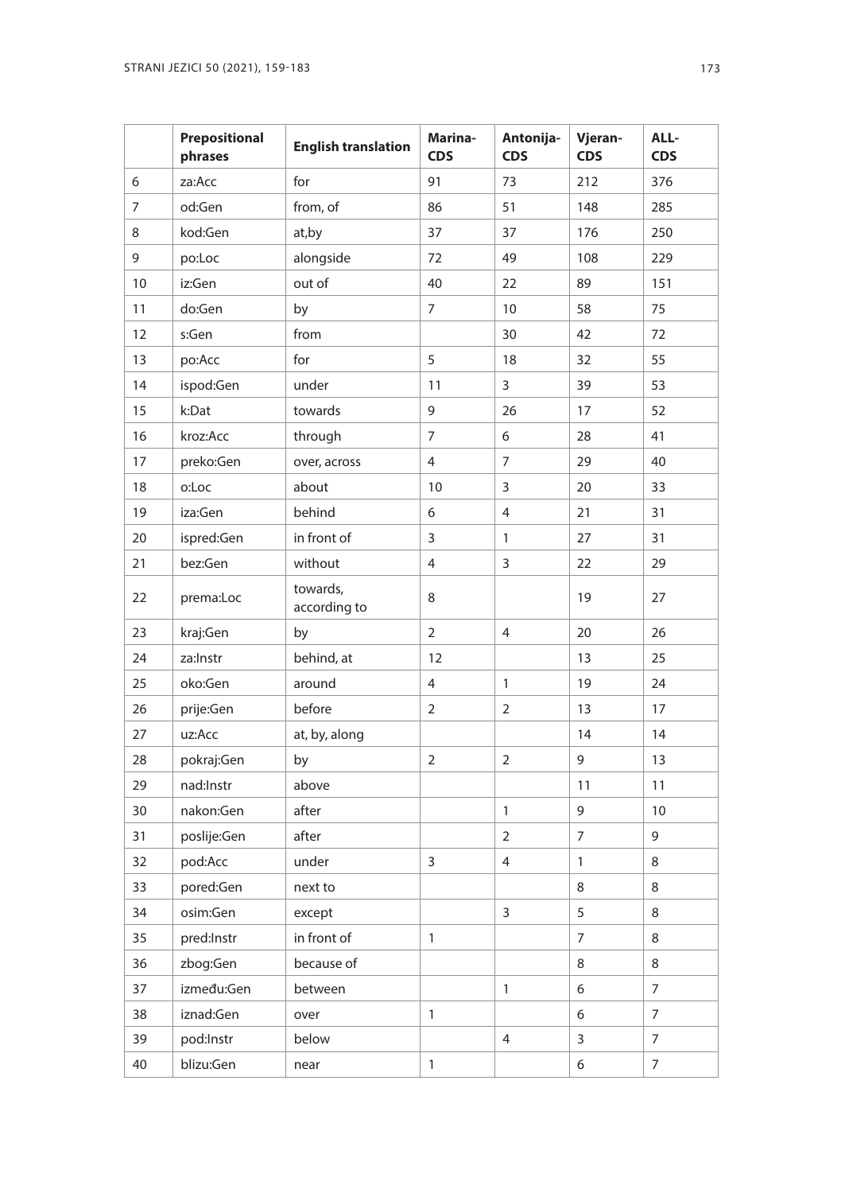| | Prepositional phrases | English translation | Marina-CDS | Antonija-CDS | Vjeran-CDS | ALL-CDS |
|---|---|---|---|---|---|---|
| 6 | za:Acc | for | 91 | 73 | 212 | 376 |
| 7 | od:Gen | from, of | 86 | 51 | 148 | 285 |
| 8 | kod:Gen | at,by | 37 | 37 | 176 | 250 |
| 9 | po:Loc | alongside | 72 | 49 | 108 | 229 |
| 10 | iz:Gen | out of | 40 | 22 | 89 | 151 |
| 11 | do:Gen | by | 7 | 10 | 58 | 75 |
| 12 | s:Gen | from | | 30 | 42 | 72 |
| 13 | po:Acc | for | 5 | 18 | 32 | 55 |
| 14 | ispod:Gen | under | 11 | 3 | 39 | 53 |
| 15 | k:Dat | towards | 9 | 26 | 17 | 52 |
| 16 | kroz:Acc | through | 7 | 6 | 28 | 41 |
| 17 | preko:Gen | over, across | 4 | 7 | 29 | 40 |
| 18 | o:Loc | about | 10 | 3 | 20 | 33 |
| 19 | iza:Gen | behind | 6 | 4 | 21 | 31 |
| 20 | ispred:Gen | in front of | 3 | 1 | 27 | 31 |
| 21 | bez:Gen | without | 4 | 3 | 22 | 29 |
| 22 | prema:Loc | towards, according to | 8 | | 19 | 27 |
| 23 | kraj:Gen | by | 2 | 4 | 20 | 26 |
| 24 | za:Instr | behind, at | 12 | | 13 | 25 |
| 25 | oko:Gen | around | 4 | 1 | 19 | 24 |
| 26 | prije:Gen | before | 2 | 2 | 13 | 17 |
| 27 | uz:Acc | at, by, along | | | 14 | 14 |
| 28 | pokraj:Gen | by | 2 | 2 | 9 | 13 |
| 29 | nad:Instr | above | | | 11 | 11 |
| 30 | nakon:Gen | after | | 1 | 9 | 10 |
| 31 | poslije:Gen | after | | 2 | 7 | 9 |
| 32 | pod:Acc | under | 3 | 4 | 1 | 8 |
| 33 | pored:Gen | next to | | | 8 | 8 |
| 34 | osim:Gen | except | | 3 | 5 | 8 |
| 35 | pred:Instr | in front of | 1 | | 7 | 8 |
| 36 | zbog:Gen | because of | | | 8 | 8 |
| 37 | između:Gen | between | | 1 | 6 | 7 |
| 38 | iznad:Gen | over | 1 | | 6 | 7 |
| 39 | pod:Instr | below | | 4 | 3 | 7 |
| 40 | blizu:Gen | near | 1 | | 6 | 7 |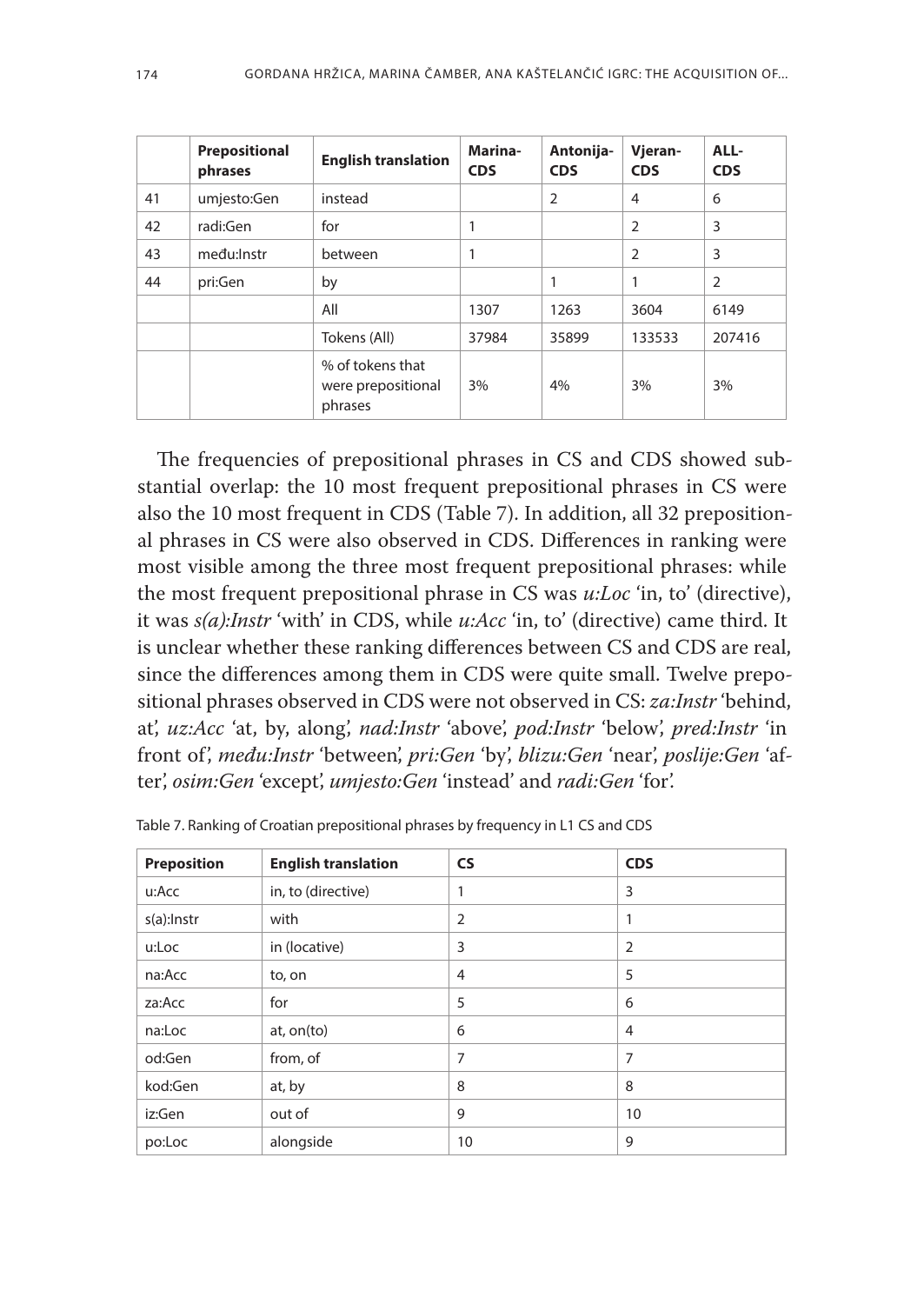|  | Prepositional phrases | English translation | Marina-CDS | Antonija-CDS | Vjeran-CDS | ALL-CDS |
|---|---|---|---|---|---|---|
| 41 | umjesto:Gen | instead |  | 2 | 4 | 6 |
| 42 | radi:Gen | for | 1 |  | 2 | 3 |
| 43 | među:Instr | between | 1 |  | 2 | 3 |
| 44 | pri:Gen | by |  | 1 | 1 | 2 |
|  |  | All | 1307 | 1263 | 3604 | 6149 |
|  |  | Tokens (All) | 37984 | 35899 | 133533 | 207416 |
|  |  | % of tokens that were prepositional phrases | 3% | 4% | 3% | 3% |

The frequencies of prepositional phrases in CS and CDS showed substantial overlap: the 10 most frequent prepositional phrases in CS were also the 10 most frequent in CDS (Table 7). In addition, all 32 prepositional phrases in CS were also observed in CDS. Differences in ranking were most visible among the three most frequent prepositional phrases: while the most frequent prepositional phrase in CS was *u:Loc* 'in, to' (directive), it was *s(a):Instr* 'with' in CDS, while *u:Acc* 'in, to' (directive) came third. It is unclear whether these ranking differences between CS and CDS are real, since the differences among them in CDS were quite small. Twelve prepositional phrases observed in CDS were not observed in CS: *za:Instr* 'behind, at', *uz:Acc* 'at, by, along', *nad:Instr* 'above', *pod:Instr* 'below', *pred:Instr* 'in front of', *među:Instr* 'between', *pri:Gen* 'by', *blizu:Gen* 'near', *poslije:Gen* 'after', *osim:Gen* 'except', *umjesto:Gen* 'instead' and *radi:Gen* 'for'.

Table 7. Ranking of Croatian prepositional phrases by frequency in L1 CS and CDS

| Preposition | English translation | CS | CDS |
|---|---|---|---|
| u:Acc | in, to (directive) | 1 | 3 |
| s(a):Instr | with | 2 | 1 |
| u:Loc | in (locative) | 3 | 2 |
| na:Acc | to, on | 4 | 5 |
| za:Acc | for | 5 | 6 |
| na:Loc | at, on(to) | 6 | 4 |
| od:Gen | from, of | 7 | 7 |
| kod:Gen | at, by | 8 | 8 |
| iz:Gen | out of | 9 | 10 |
| po:Loc | alongside | 10 | 9 |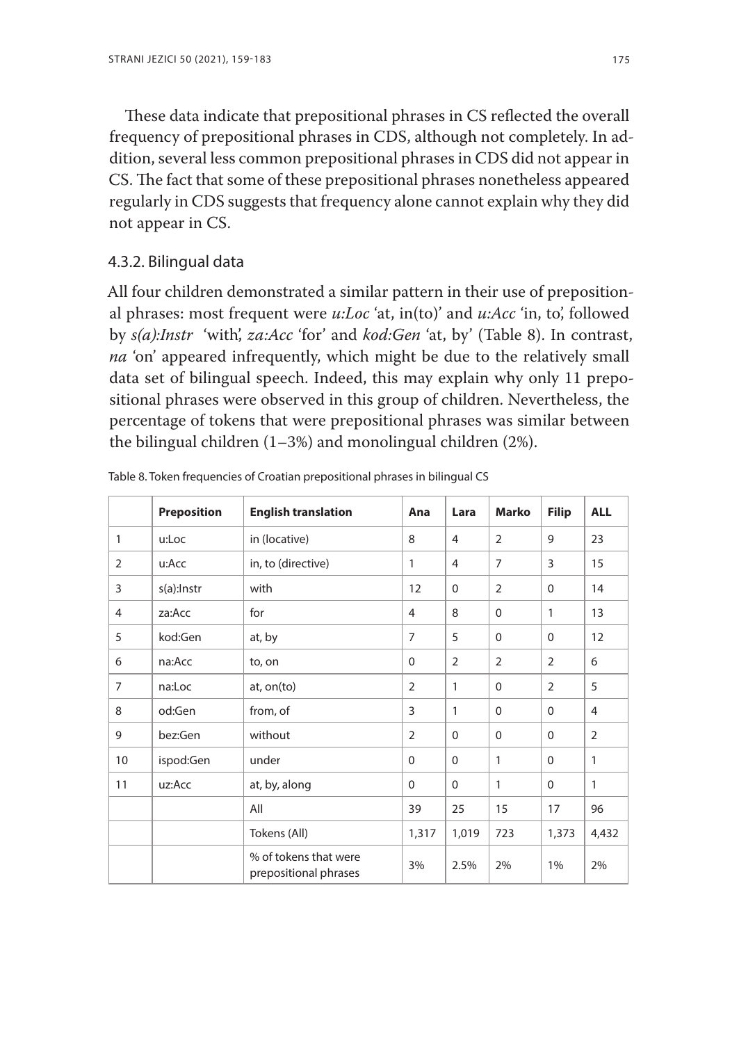These data indicate that prepositional phrases in CS reflected the overall frequency of prepositional phrases in CDS, although not completely. In addition, several less common prepositional phrases in CDS did not appear in CS. The fact that some of these prepositional phrases nonetheless appeared regularly in CDS suggests that frequency alone cannot explain why they did not appear in CS.

### 4.3.2. Bilingual data

All four children demonstrated a similar pattern in their use of prepositional phrases: most frequent were *u:Loc* 'at, in(to)' and *u:Acc* 'in, to', followed by *s(a):Instr* 'with', *za:Acc* 'for' and *kod:Gen* 'at, by' (Table 8). In contrast, *na* 'on' appeared infrequently, which might be due to the relatively small data set of bilingual speech. Indeed, this may explain why only 11 prepositional phrases were observed in this group of children. Nevertheless, the percentage of tokens that were prepositional phrases was similar between the bilingual children (1–3%) and monolingual children (2%).

Table 8. Token frequencies of Croatian prepositional phrases in bilingual CS

| | Preposition | English translation | Ana | Lara | Marko | Filip | ALL |
|---|---|---|---|---|---|---|---|
| 1 | u:Loc | in (locative) | 8 | 4 | 2 | 9 | 23 |
| 2 | u:Acc | in, to (directive) | 1 | 4 | 7 | 3 | 15 |
| 3 | s(a):Instr | with | 12 | 0 | 2 | 0 | 14 |
| 4 | za:Acc | for | 4 | 8 | 0 | 1 | 13 |
| 5 | kod:Gen | at, by | 7 | 5 | 0 | 0 | 12 |
| 6 | na:Acc | to, on | 0 | 2 | 2 | 2 | 6 |
| 7 | na:Loc | at, on(to) | 2 | 1 | 0 | 2 | 5 |
| 8 | od:Gen | from, of | 3 | 1 | 0 | 0 | 4 |
| 9 | bez:Gen | without | 2 | 0 | 0 | 0 | 2 |
| 10 | ispod:Gen | under | 0 | 0 | 1 | 0 | 1 |
| 11 | uz:Acc | at, by, along | 0 | 0 | 1 | 0 | 1 |
| | | All | 39 | 25 | 15 | 17 | 96 |
| | | Tokens (All) | 1,317 | 1,019 | 723 | 1,373 | 4,432 |
| | | % of tokens that were prepositional phrases | 3% | 2.5% | 2% | 1% | 2% |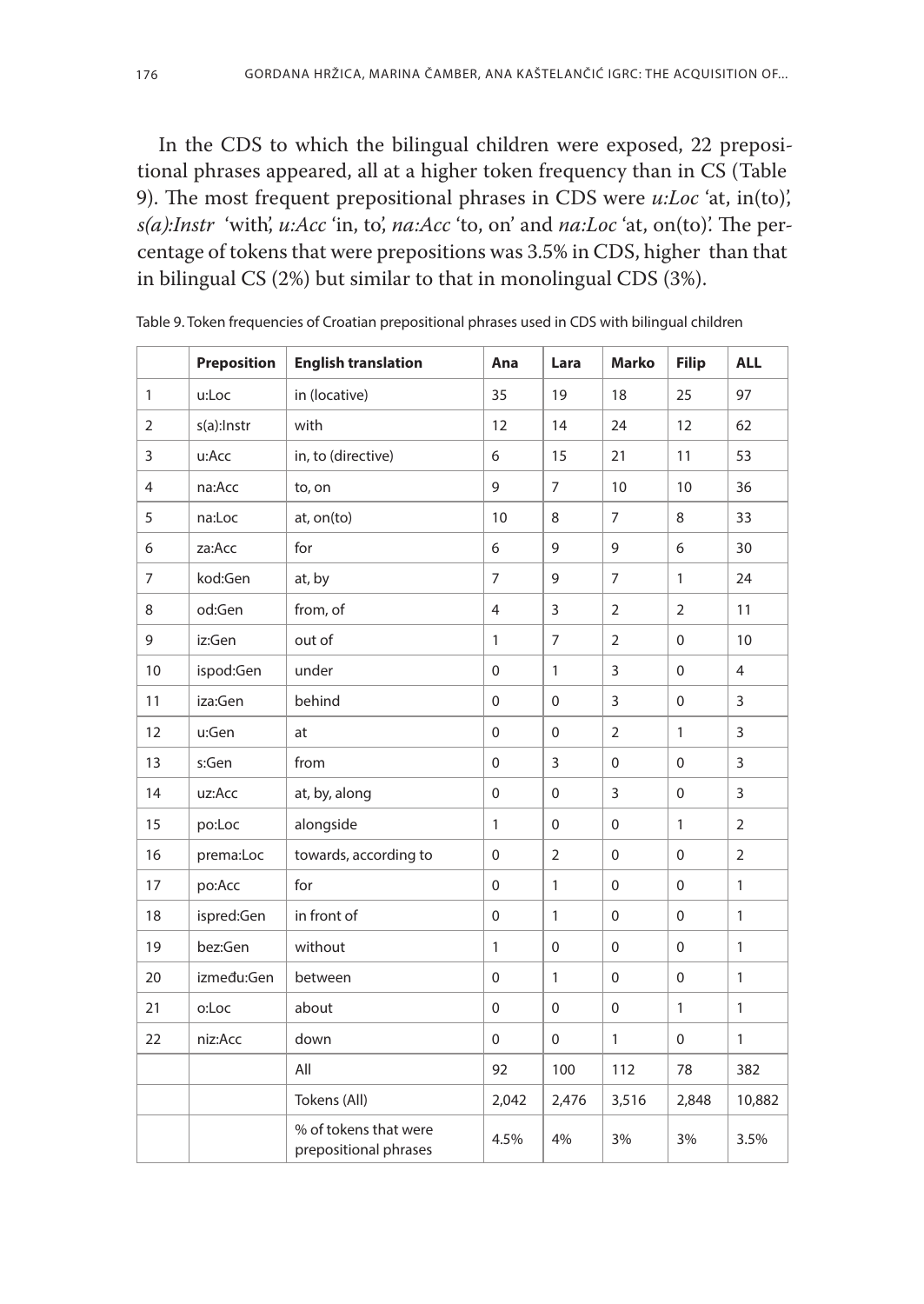In the CDS to which the bilingual children were exposed, 22 prepositional phrases appeared, all at a higher token frequency than in CS (Table 9). The most frequent prepositional phrases in CDS were *u:Loc* 'at, in(to)', *s(a):Instr* 'with', *u:Acc* 'in, to', *na:Acc* 'to, on' and *na:Loc* 'at, on(to)'. The percentage of tokens that were prepositions was 3.5% in CDS, higher than that in bilingual CS (2%) but similar to that in monolingual CDS (3%).

Table 9. Token frequencies of Croatian prepositional phrases used in CDS with bilingual children

| | **Preposition** | **English translation** | **Ana** | **Lara** | **Marko** | **Filip** | **ALL** |
|---|---|---|---|---|---|---|---|
| 1 | u:Loc | in (locative) | 35 | 19 | 18 | 25 | 97 |
| 2 | s(a):Instr | with | 12 | 14 | 24 | 12 | 62 |
| 3 | u:Acc | in, to (directive) | 6 | 15 | 21 | 11 | 53 |
| 4 | na:Acc | to, on | 9 | 7 | 10 | 10 | 36 |
| 5 | na:Loc | at, on(to) | 10 | 8 | 7 | 8 | 33 |
| 6 | za:Acc | for | 6 | 9 | 9 | 6 | 30 |
| 7 | kod:Gen | at, by | 7 | 9 | 7 | 1 | 24 |
| 8 | od:Gen | from, of | 4 | 3 | 2 | 2 | 11 |
| 9 | iz:Gen | out of | 1 | 7 | 2 | 0 | 10 |
| 10 | ispod:Gen | under | 0 | 1 | 3 | 0 | 4 |
| 11 | iza:Gen | behind | 0 | 0 | 3 | 0 | 3 |
| 12 | u:Gen | at | 0 | 0 | 2 | 1 | 3 |
| 13 | s:Gen | from | 0 | 3 | 0 | 0 | 3 |
| 14 | uz:Acc | at, by, along | 0 | 0 | 3 | 0 | 3 |
| 15 | po:Loc | alongside | 1 | 0 | 0 | 1 | 2 |
| 16 | prema:Loc | towards, according to | 0 | 2 | 0 | 0 | 2 |
| 17 | po:Acc | for | 0 | 1 | 0 | 0 | 1 |
| 18 | ispred:Gen | in front of | 0 | 1 | 0 | 0 | 1 |
| 19 | bez:Gen | without | 1 | 0 | 0 | 0 | 1 |
| 20 | između:Gen | between | 0 | 1 | 0 | 0 | 1 |
| 21 | o:Loc | about | 0 | 0 | 0 | 1 | 1 |
| 22 | niz:Acc | down | 0 | 0 | 1 | 0 | 1 |
| | | All | 92 | 100 | 112 | 78 | 382 |
| | | Tokens (All) | 2,042 | 2,476 | 3,516 | 2,848 | 10,882 |
| | | % of tokens that were prepositional phrases | 4.5% | 4% | 3% | 3% | 3.5% |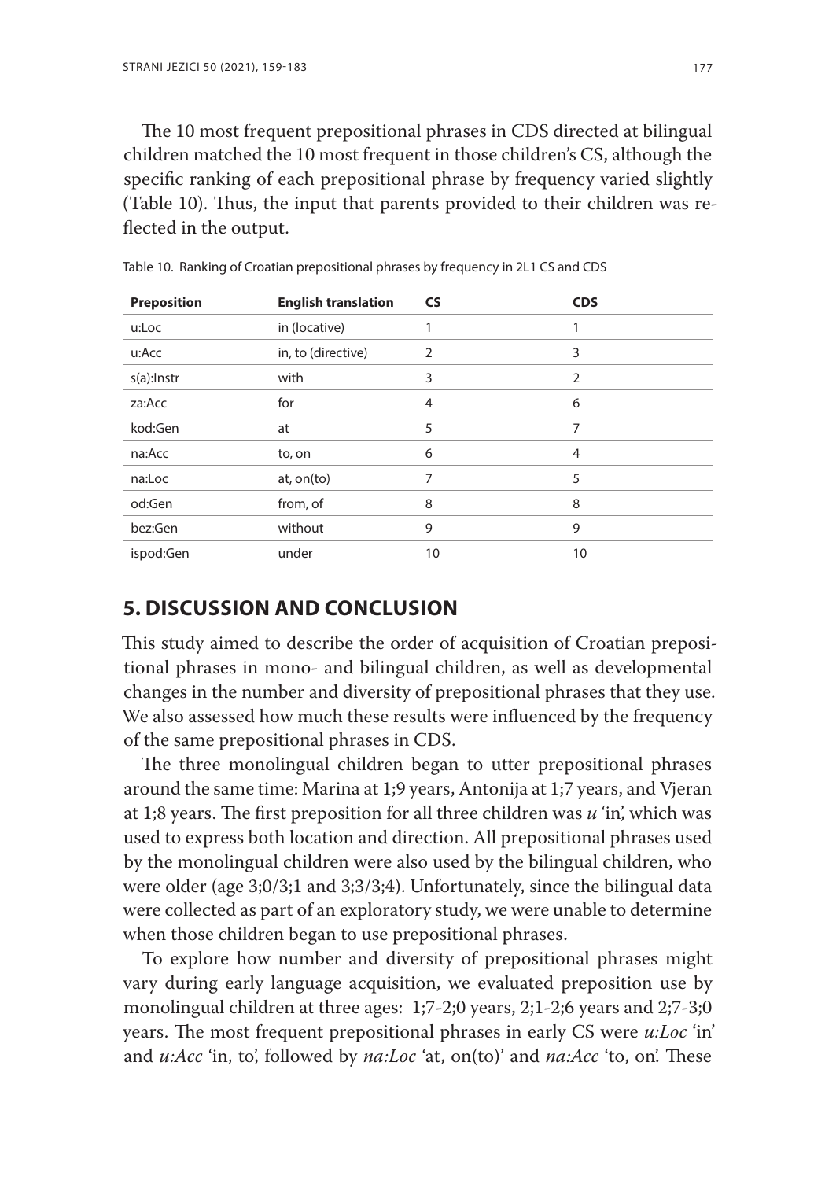The 10 most frequent prepositional phrases in CDS directed at bilingual children matched the 10 most frequent in those children's CS, although the specific ranking of each prepositional phrase by frequency varied slightly (Table 10). Thus, the input that parents provided to their children was reflected in the output.

Table 10. Ranking of Croatian prepositional phrases by frequency in 2L1 CS and CDS

| Preposition | English translation | CS | CDS |
|---|---|---|---|
| u:Loc | in (locative) | 1 | 1 |
| u:Acc | in, to (directive) | 2 | 3 |
| s(a):Instr | with | 3 | 2 |
| za:Acc | for | 4 | 6 |
| kod:Gen | at | 5 | 7 |
| na:Acc | to, on | 6 | 4 |
| na:Loc | at, on(to) | 7 | 5 |
| od:Gen | from, of | 8 | 8 |
| bez:Gen | without | 9 | 9 |
| ispod:Gen | under | 10 | 10 |

## 5. DISCUSSION AND CONCLUSION

This study aimed to describe the order of acquisition of Croatian prepositional phrases in mono- and bilingual children, as well as developmental changes in the number and diversity of prepositional phrases that they use. We also assessed how much these results were influenced by the frequency of the same prepositional phrases in CDS.

The three monolingual children began to utter prepositional phrases around the same time: Marina at 1;9 years, Antonija at 1;7 years, and Vjeran at 1;8 years. The first preposition for all three children was *u* 'in', which was used to express both location and direction. All prepositional phrases used by the monolingual children were also used by the bilingual children, who were older (age 3;0/3;1 and 3;3/3;4). Unfortunately, since the bilingual data were collected as part of an exploratory study, we were unable to determine when those children began to use prepositional phrases.

To explore how number and diversity of prepositional phrases might vary during early language acquisition, we evaluated preposition use by monolingual children at three ages: 1;7-2;0 years, 2;1-2;6 years and 2;7-3;0 years. The most frequent prepositional phrases in early CS were *u:Loc* 'in' and *u:Acc* 'in, to', followed by *na:Loc* 'at, on(to)' and *na:Acc* 'to, on'. These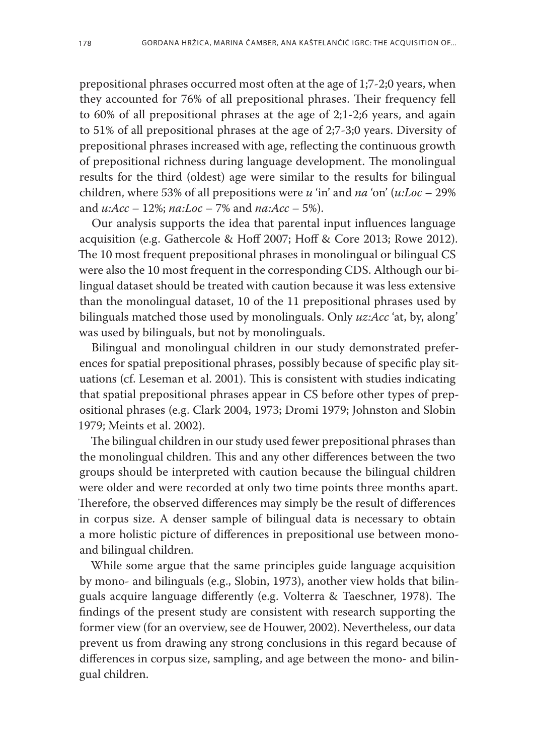prepositional phrases occurred most often at the age of 1;7-2;0 years, when they accounted for 76% of all prepositional phrases. Their frequency fell to 60% of all prepositional phrases at the age of 2;1-2;6 years, and again to 51% of all prepositional phrases at the age of 2;7-3;0 years. Diversity of prepositional phrases increased with age, reflecting the continuous growth of prepositional richness during language development. The monolingual results for the third (oldest) age were similar to the results for bilingual children, where 53% of all prepositions were *u* 'in' and *na* 'on' (*u:Loc* – 29% and *u:Acc* – 12%; *na:Loc* – 7% and *na:Acc* – 5%).

Our analysis supports the idea that parental input influences language acquisition (e.g. Gathercole & Hoff 2007; Hoff & Core 2013; Rowe 2012). The 10 most frequent prepositional phrases in monolingual or bilingual CS were also the 10 most frequent in the corresponding CDS. Although our bilingual dataset should be treated with caution because it was less extensive than the monolingual dataset, 10 of the 11 prepositional phrases used by bilinguals matched those used by monolinguals. Only *uz:Acc* 'at, by, along' was used by bilinguals, but not by monolinguals.

Bilingual and monolingual children in our study demonstrated preferences for spatial prepositional phrases, possibly because of specific play situations (cf. Leseman et al. 2001). This is consistent with studies indicating that spatial prepositional phrases appear in CS before other types of prepositional phrases (e.g. Clark 2004, 1973; Dromi 1979; Johnston and Slobin 1979; Meints et al. 2002).

The bilingual children in our study used fewer prepositional phrases than the monolingual children. This and any other differences between the two groups should be interpreted with caution because the bilingual children were older and were recorded at only two time points three months apart. Therefore, the observed differences may simply be the result of differences in corpus size. A denser sample of bilingual data is necessary to obtain a more holistic picture of differences in prepositional use between mono- and bilingual children.

While some argue that the same principles guide language acquisition by mono- and bilinguals (e.g., Slobin, 1973), another view holds that bilinguals acquire language differently (e.g. Volterra & Taeschner, 1978). The findings of the present study are consistent with research supporting the former view (for an overview, see de Houwer, 2002). Nevertheless, our data prevent us from drawing any strong conclusions in this regard because of differences in corpus size, sampling, and age between the mono- and bilingual children.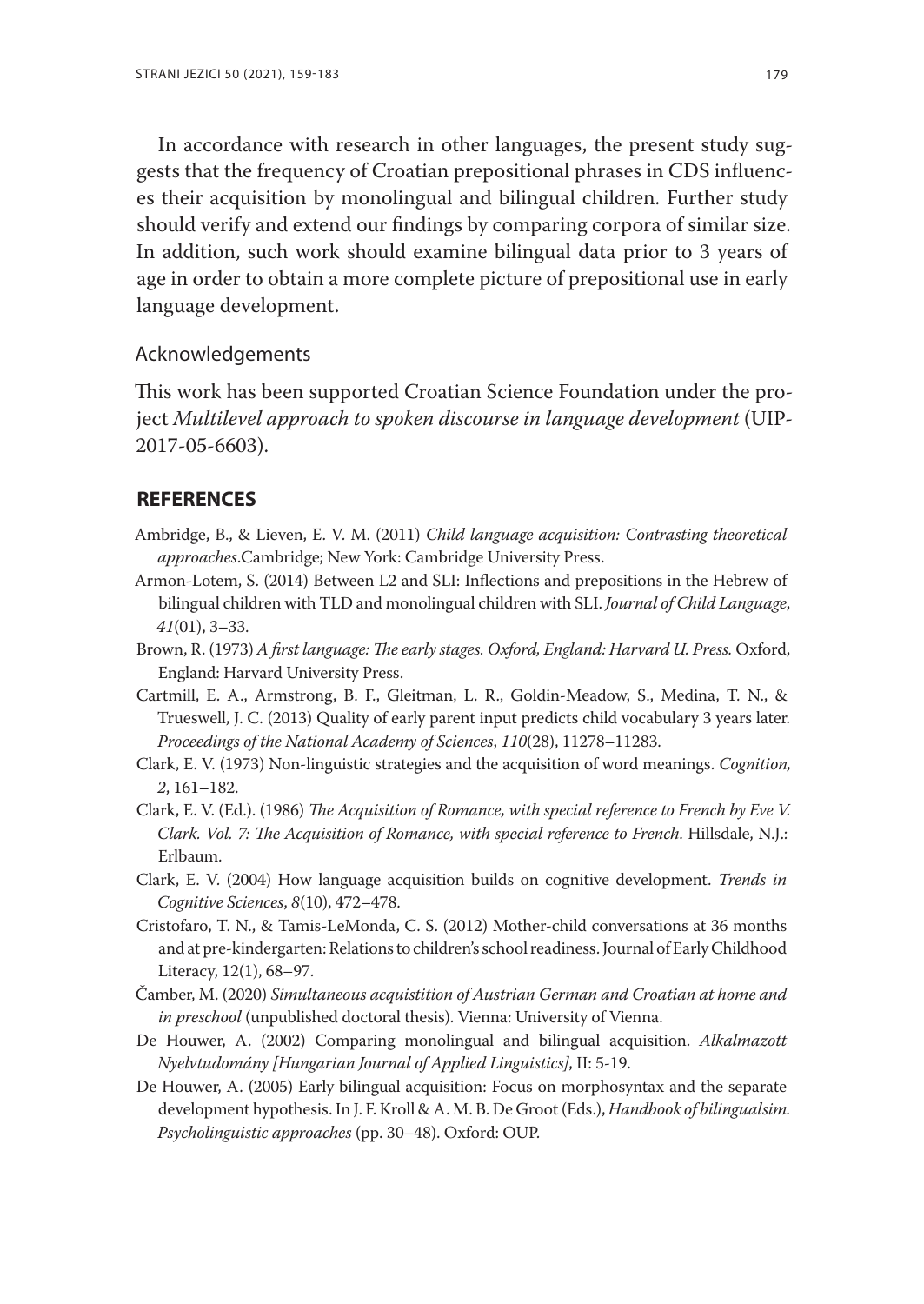In accordance with research in other languages, the present study suggests that the frequency of Croatian prepositional phrases in CDS influences their acquisition by monolingual and bilingual children. Further study should verify and extend our findings by comparing corpora of similar size. In addition, such work should examine bilingual data prior to 3 years of age in order to obtain a more complete picture of prepositional use in early language development.

## Acknowledgements

This work has been supported Croatian Science Foundation under the project *Multilevel approach to spoken discourse in language development* (UIP-2017-05-6603).

## REFERENCES

Ambridge, B., & Lieven, E. V. M. (2011) *Child language acquisition: Contrasting theoretical approaches.*Cambridge; New York: Cambridge University Press.

Armon-Lotem, S. (2014) Between L2 and SLI: Inflections and prepositions in the Hebrew of bilingual children with TLD and monolingual children with SLI. *Journal of Child Language*, *41*(01), 3–33.

Brown, R. (1973) *A first language: The early stages. Oxford, England: Harvard U. Press.* Oxford, England: Harvard University Press.

Cartmill, E. A., Armstrong, B. F., Gleitman, L. R., Goldin-Meadow, S., Medina, T. N., & Trueswell, J. C. (2013) Quality of early parent input predicts child vocabulary 3 years later. *Proceedings of the National Academy of Sciences*, *110*(28), 11278–11283.

Clark, E. V. (1973) Non-linguistic strategies and the acquisition of word meanings. *Cognition, 2*, 161–182.

Clark, E. V. (Ed.). (1986) *The Acquisition of Romance, with special reference to French by Eve V. Clark. Vol. 7: The Acquisition of Romance, with special reference to French*. Hillsdale, N.J.: Erlbaum.

Clark, E. V. (2004) How language acquisition builds on cognitive development. *Trends in Cognitive Sciences*, *8*(10), 472–478.

Cristofaro, T. N., & Tamis-LeMonda, C. S. (2012) Mother-child conversations at 36 months and at pre-kindergarten: Relations to children's school readiness. Journal of Early Childhood Literacy, 12(1), 68–97.

Čamber, M. (2020) *Simultaneous acquistition of Austrian German and Croatian at home and in preschool* (unpublished doctoral thesis). Vienna: University of Vienna.

De Houwer, A. (2002) Comparing monolingual and bilingual acquisition. *Alkalmazott Nyelvtudomány [Hungarian Journal of Applied Linguistics]*, II: 5-19.

De Houwer, A. (2005) Early bilingual acquisition: Focus on morphosyntax and the separate development hypothesis. In J. F. Kroll & A. M. B. De Groot (Eds.), *Handbook of bilingualsim. Psycholinguistic approaches* (pp. 30–48). Oxford: OUP.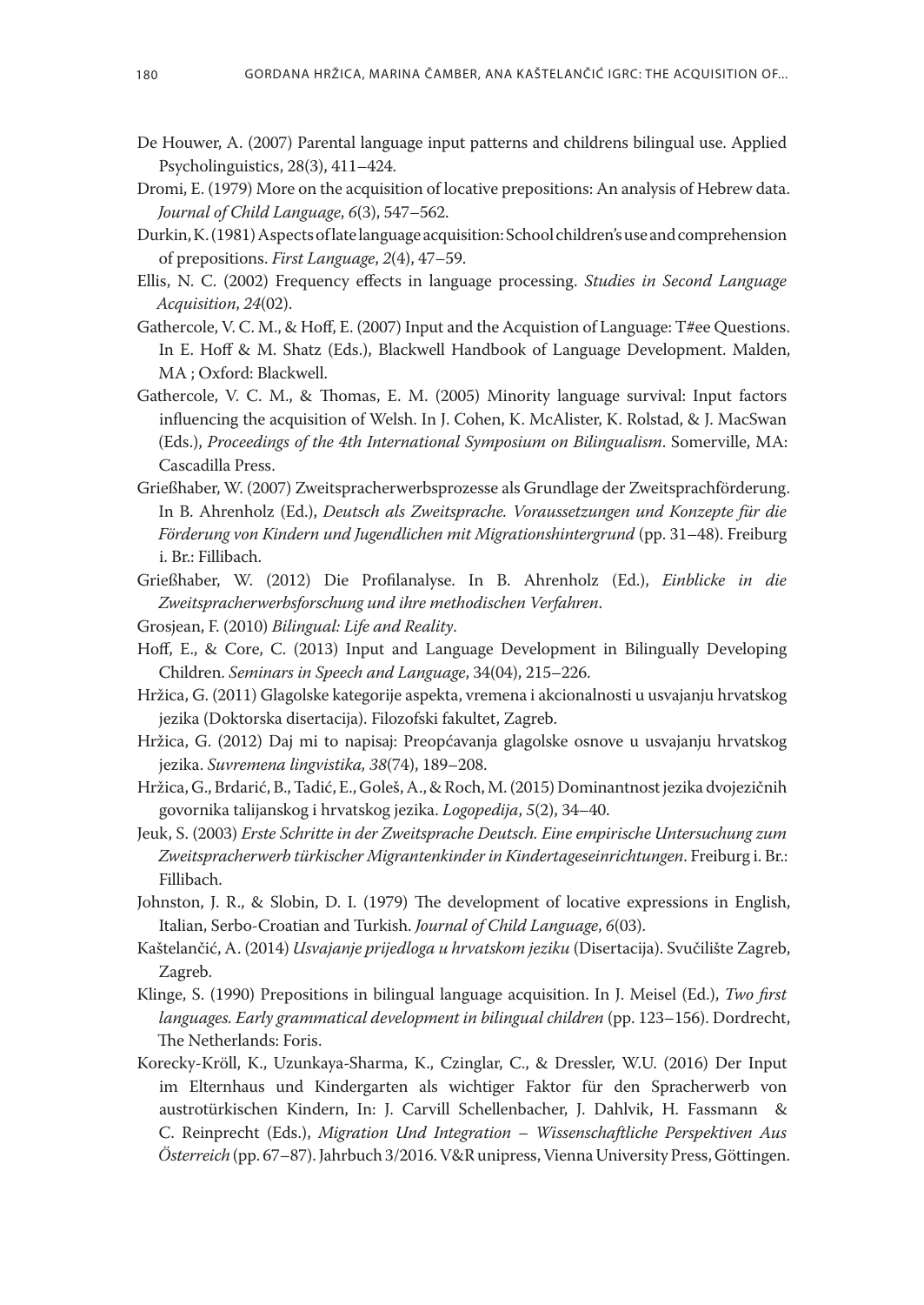De Houwer, A. (2007) Parental language input patterns and childrens bilingual use. Applied Psycholinguistics, 28(3), 411–424.

Dromi, E. (1979) More on the acquisition of locative prepositions: An analysis of Hebrew data. *Journal of Child Language*, *6*(3), 547–562.

Durkin, K. (1981) Aspects of late language acquisition: School children's use and comprehension of prepositions. *First Language*, *2*(4), 47–59.

Ellis, N. C. (2002) Frequency effects in language processing. *Studies in Second Language Acquisition*, *24*(02).

Gathercole, V. C. M., & Hoff, E. (2007) Input and the Acquistion of Language: T#ee Questions. In E. Hoff & M. Shatz (Eds.), Blackwell Handbook of Language Development. Malden, MA ; Oxford: Blackwell.

Gathercole, V. C. M., & Thomas, E. M. (2005) Minority language survival: Input factors influencing the acquisition of Welsh. In J. Cohen, K. McAlister, K. Rolstad, & J. MacSwan (Eds.), *Proceedings of the 4th International Symposium on Bilingualism*. Somerville, MA: Cascadilla Press.

Grießhaber, W. (2007) Zweitspracherwerbsprozesse als Grundlage der Zweitsprachförderung. In B. Ahrenholz (Ed.), *Deutsch als Zweitsprache. Voraussetzungen und Konzepte für die Förderung von Kindern und Jugendlichen mit Migrationshintergrund* (pp. 31–48). Freiburg i. Br.: Fillibach.

Grießhaber, W. (2012) Die Profilanalyse. In B. Ahrenholz (Ed.), *Einblicke in die Zweitspracherwerbsforschung und ihre methodischen Verfahren*.

Grosjean, F. (2010) *Bilingual: Life and Reality*.

Hoff, E., & Core, C. (2013) Input and Language Development in Bilingually Developing Children. *Seminars in Speech and Language*, 34(04), 215–226.

Hržica, G. (2011) Glagolske kategorije aspekta, vremena i akcionalnosti u usvajanju hrvatskog jezika (Doktorska disertacija). Filozofski fakultet, Zagreb.

Hržica, G. (2012) Daj mi to napisaj: Preopćavanja glagolske osnove u usvajanju hrvatskog jezika. *Suvremena lingvistika, 38*(74), 189–208.

Hržica, G., Brdarić, B., Tadić, E., Goleš, A., & Roch, M. (2015) Dominantnost jezika dvojezičnih govornika talijanskog i hrvatskog jezika. *Logopedija*, *5*(2), 34–40.

Jeuk, S. (2003) *Erste Schritte in der Zweitsprache Deutsch. Eine empirische Untersuchung zum Zweitspracherwerb türkischer Migrantenkinder in Kindertageseinrichtungen*. Freiburg i. Br.: Fillibach.

Johnston, J. R., & Slobin, D. I. (1979) The development of locative expressions in English, Italian, Serbo-Croatian and Turkish. *Journal of Child Language*, *6*(03).

Kaštelančić, A. (2014) *Usvajanje prijedloga u hrvatskom jeziku* (Disertacija). Svučilište Zagreb, Zagreb.

Klinge, S. (1990) Prepositions in bilingual language acquisition. In J. Meisel (Ed.), *Two first languages. Early grammatical development in bilingual children* (pp. 123–156). Dordrecht, The Netherlands: Foris.

Korecky-Kröll, K., Uzunkaya-Sharma, K., Czinglar, C., & Dressler, W.U. (2016) Der Input im Elternhaus und Kindergarten als wichtiger Faktor für den Spracherwerb von austrotürkischen Kindern, In: J. Carvill Schellenbacher, J. Dahlvik, H. Fassmann & C. Reinprecht (Eds.), *Migration Und Integration – Wissenschaftliche Perspektiven Aus Österreich* (pp. 67–87). Jahrbuch 3/2016. V&R unipress, Vienna University Press, Göttingen.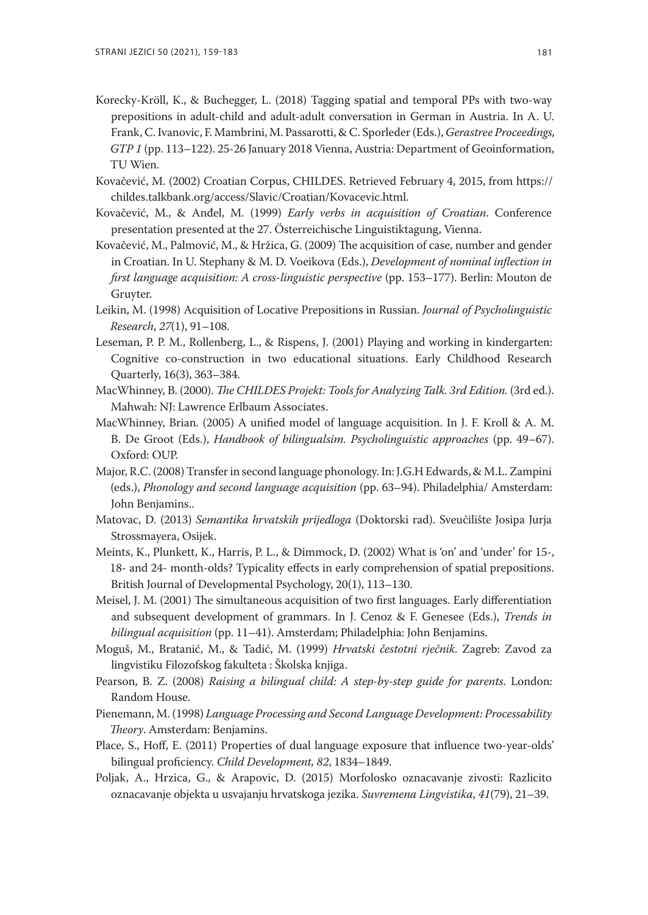Korecky-Kröll, K., & Buchegger, L. (2018) Tagging spatial and temporal PPs with two-way prepositions in adult-child and adult-adult conversation in German in Austria. In A. U. Frank, C. Ivanovic, F. Mambrini, M. Passarotti, & C. Sporleder (Eds.), *Gerastree Proceedings, GTP 1* (pp. 113–122). 25-26 January 2018 Vienna, Austria: Department of Geoinformation, TU Wien.

Kovačević, M. (2002) Croatian Corpus, CHILDES. Retrieved February 4, 2015, from https://childes.talkbank.org/access/Slavic/Croatian/Kovacevic.html.

Kovačević, M., & Anđel, M. (1999) *Early verbs in acquisition of Croatian*. Conference presentation presented at the 27. Österreichische Linguistiktagung, Vienna.

Kovačević, M., Palmović, M., & Hržica, G. (2009) The acquisition of case, number and gender in Croatian. In U. Stephany & M. D. Voeikova (Eds.), *Development of nominal inflection in first language acquisition: A cross-linguistic perspective* (pp. 153–177). Berlin: Mouton de Gruyter.

Leikin, M. (1998) Acquisition of Locative Prepositions in Russian. *Journal of Psycholinguistic Research*, *27*(1), 91–108.

Leseman, P. P. M., Rollenberg, L., & Rispens, J. (2001) Playing and working in kindergarten: Cognitive co-construction in two educational situations. Early Childhood Research Quarterly, 16(3), 363–384.

MacWhinney, B. (2000). *The CHILDES Projekt: Tools for Analyzing Talk. 3rd Edition.* (3rd ed.). Mahwah: NJ: Lawrence Erlbaum Associates.

MacWhinney, Brian. (2005) A unified model of language acquisition. In J. F. Kroll & A. M. B. De Groot (Eds.), *Handbook of bilingualsim. Psycholinguistic approaches* (pp. 49–67). Oxford: OUP.

Major, R.C. (2008) Transfer in second language phonology. In: J.G.H Edwards, & M.L. Zampini (eds.), *Phonology and second language acquisition* (pp. 63–94). Philadelphia/ Amsterdam: John Benjamins..

Matovac, D. (2013) *Semantika hrvatskih prijedloga* (Doktorski rad). Sveučilište Josipa Jurja Strossmayera, Osijek.

Meints, K., Plunkett, K., Harris, P. L., & Dimmock, D. (2002) What is 'on' and 'under' for 15-, 18- and 24- month-olds? Typicality effects in early comprehension of spatial prepositions. British Journal of Developmental Psychology, 20(1), 113–130.

Meisel, J. M. (2001) The simultaneous acquisition of two first languages. Early differentiation and subsequent development of grammars. In J. Cenoz & F. Genesee (Eds.), *Trends in bilingual acquisition* (pp. 11–41). Amsterdam; Philadelphia: John Benjamins.

Moguš, M., Bratanić, M., & Tadić, M. (1999) *Hrvatski čestotni rječnik*. Zagreb: Zavod za lingvistiku Filozofskog fakulteta : Školska knjiga.

Pearson, B. Z. (2008) *Raising a bilingual child: A step-by-step guide for parents*. London: Random House.

Pienemann, M. (1998) *Language Processing and Second Language Development: Processability Theory*. Amsterdam: Benjamins.

Place, S., Hoff, E. (2011) Properties of dual language exposure that influence two-year-olds' bilingual proficiency. *Child Development, 82*, 1834–1849.

Poljak, A., Hrzica, G., & Arapovic, D. (2015) Morfolosko oznacavanje zivosti: Razlicito oznacavanje objekta u usvajanju hrvatskoga jezika. *Suvremena Lingvistika*, *41*(79), 21–39.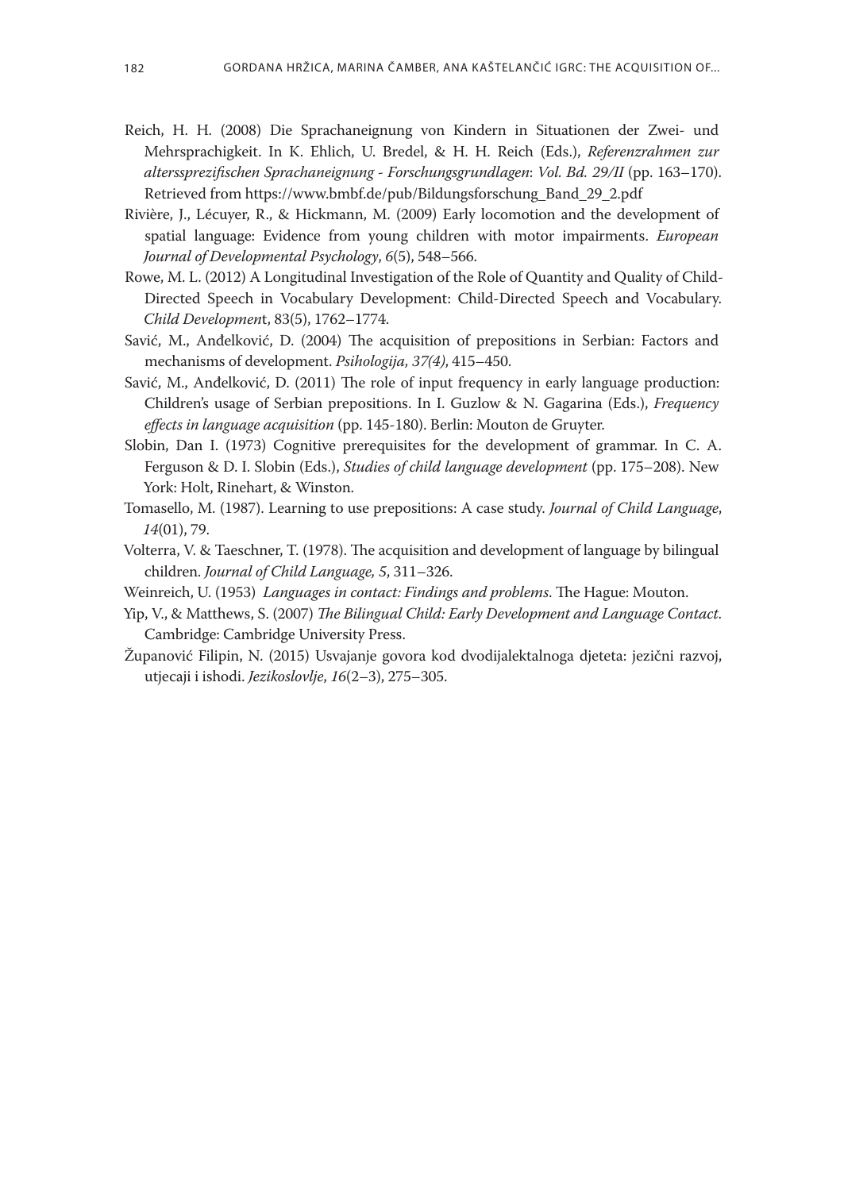Reich, H. H. (2008) Die Sprachaneignung von Kindern in Situationen der Zwei- und Mehrsprachigkeit. In K. Ehlich, U. Bredel, & H. H. Reich (Eds.), *Referenzrahmen zur alterssprezifischen Sprachaneignung - Forschungsgrundlagen*: *Vol. Bd. 29/II* (pp. 163–170). Retrieved from https://www.bmbf.de/pub/Bildungsforschung_Band_29_2.pdf

Rivière, J., Lécuyer, R., & Hickmann, M. (2009) Early locomotion and the development of spatial language: Evidence from young children with motor impairments. *European Journal of Developmental Psychology*, *6*(5), 548–566.

Rowe, M. L. (2012) A Longitudinal Investigation of the Role of Quantity and Quality of Child-Directed Speech in Vocabulary Development: Child-Directed Speech and Vocabulary. *Child Developmen*t, 83(5), 1762–1774.

Savić, M., Anđelković, D. (2004) The acquisition of prepositions in Serbian: Factors and mechanisms of development. *Psihologija, 37(4)*, 415–450.

Savić, M., Anđelković, D. (2011) The role of input frequency in early language production: Children's usage of Serbian prepositions. In I. Guzlow & N. Gagarina (Eds.), *Frequency effects in language acquisition* (pp. 145-180). Berlin: Mouton de Gruyter.

Slobin, Dan I. (1973) Cognitive prerequisites for the development of grammar. In C. A. Ferguson & D. I. Slobin (Eds.), *Studies of child language development* (pp. 175–208). New York: Holt, Rinehart, & Winston.

Tomasello, M. (1987). Learning to use prepositions: A case study. *Journal of Child Language*, *14*(01), 79.

Volterra, V. & Taeschner, T. (1978). The acquisition and development of language by bilingual children. *Journal of Child Language, 5*, 311–326.

Weinreich, U. (1953) *Languages in contact: Findings and problems.* The Hague: Mouton.

Yip, V., & Matthews, S. (2007) *The Bilingual Child: Early Development and Language Contact.* Cambridge: Cambridge University Press.

Županović Filipin, N. (2015) Usvajanje govora kod dvodijalektalnoga djeteta: jezični razvoj, utjecaji i ishodi. *Jezikoslovlje*, *16*(2–3), 275–305.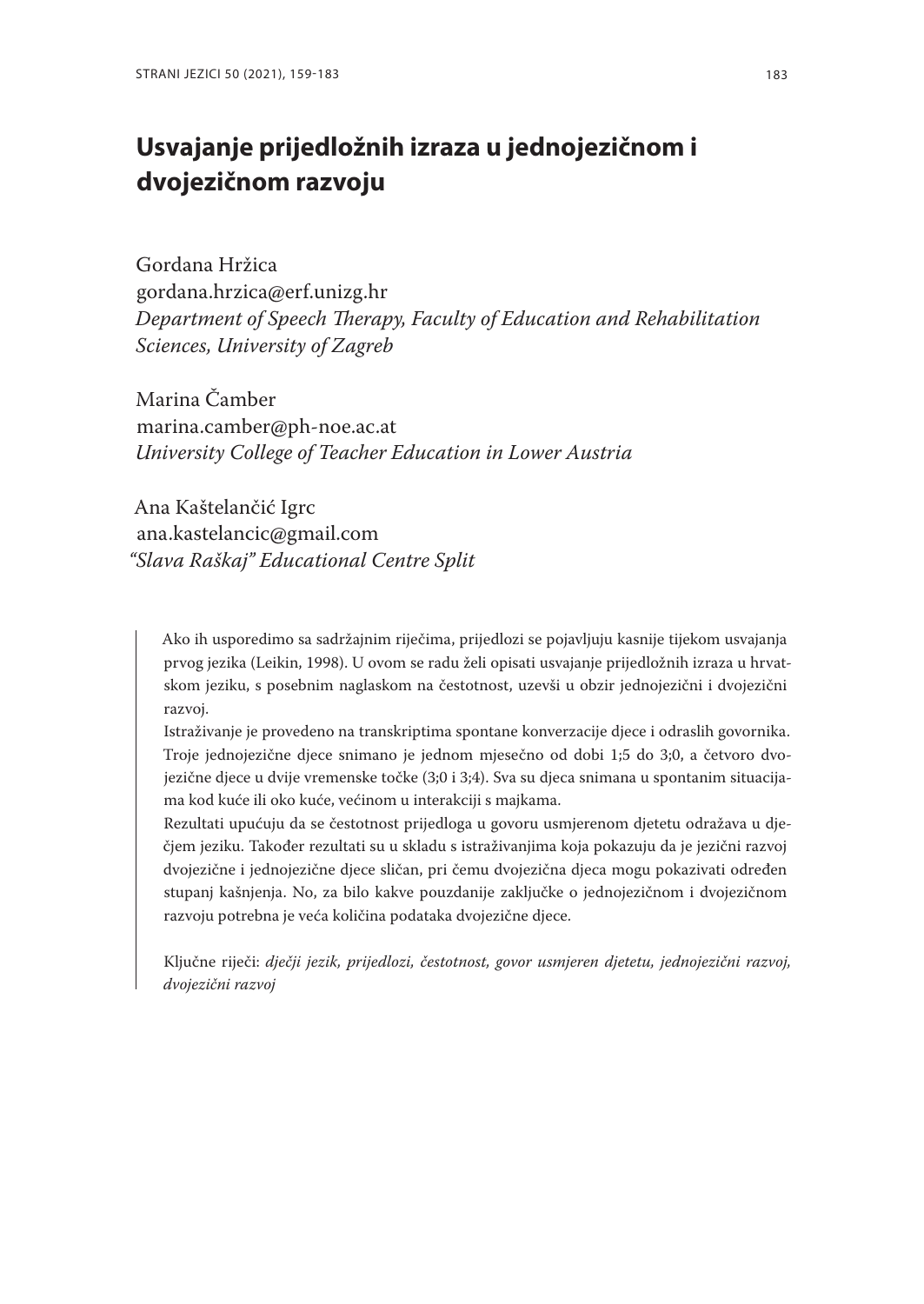# Usvajanje prijedložnih izraza u jednojezičnom i dvojezičnom razvoju

Gordana Hržica
gordana.hrzica@erf.unizg.hr
*Department of Speech Therapy, Faculty of Education and Rehabilitation Sciences, University of Zagreb*

Marina Čamber
marina.camber@ph-noe.ac.at
*University College of Teacher Education in Lower Austria*

Ana Kaštelančić Igrc
ana.kastelancic@gmail.com
*"Slava Raškaj" Educational Centre Split*

Ako ih usporedimo sa sadržajnim riječima, prijedlozi se pojavljuju kasnije tijekom usvajanja prvog jezika (Leikin, 1998). U ovom se radu želi opisati usvajanje prijedložnih izraza u hrvatskom jeziku, s posebnim naglaskom na čestotnost, uzevši u obzir jednojezični i dvojezični razvoj.

Istraživanje je provedeno na transkriptima spontane konverzacije djece i odraslih govornika. Troje jednojezične djece snimano je jednom mjesečno od dobi 1;5 do 3;0, a četvoro dvojezične djece u dvije vremenske točke (3;0 i 3;4). Sva su djeca snimana u spontanim situacijama kod kuće ili oko kuće, većinom u interakciji s majkama.

Rezultati upućuju da se čestotnost prijedloga u govoru usmjerenom djetetu odražava u dječjem jeziku. Također rezultati su u skladu s istraživanjima koja pokazuju da je jezični razvoj dvojezične i jednojezične djece sličan, pri čemu dvojezična djeca mogu pokazivati određen stupanj kašnjenja. No, za bilo kakve pouzdanije zaključke o jednojezičnom i dvojezičnom razvoju potrebna je veća količina podataka dvojezične djece.

Ključne riječi: *dječji jezik, prijedlozi, čestotnost, govor usmjeren djetetu, jednojezični razvoj, dvojezični razvoj*